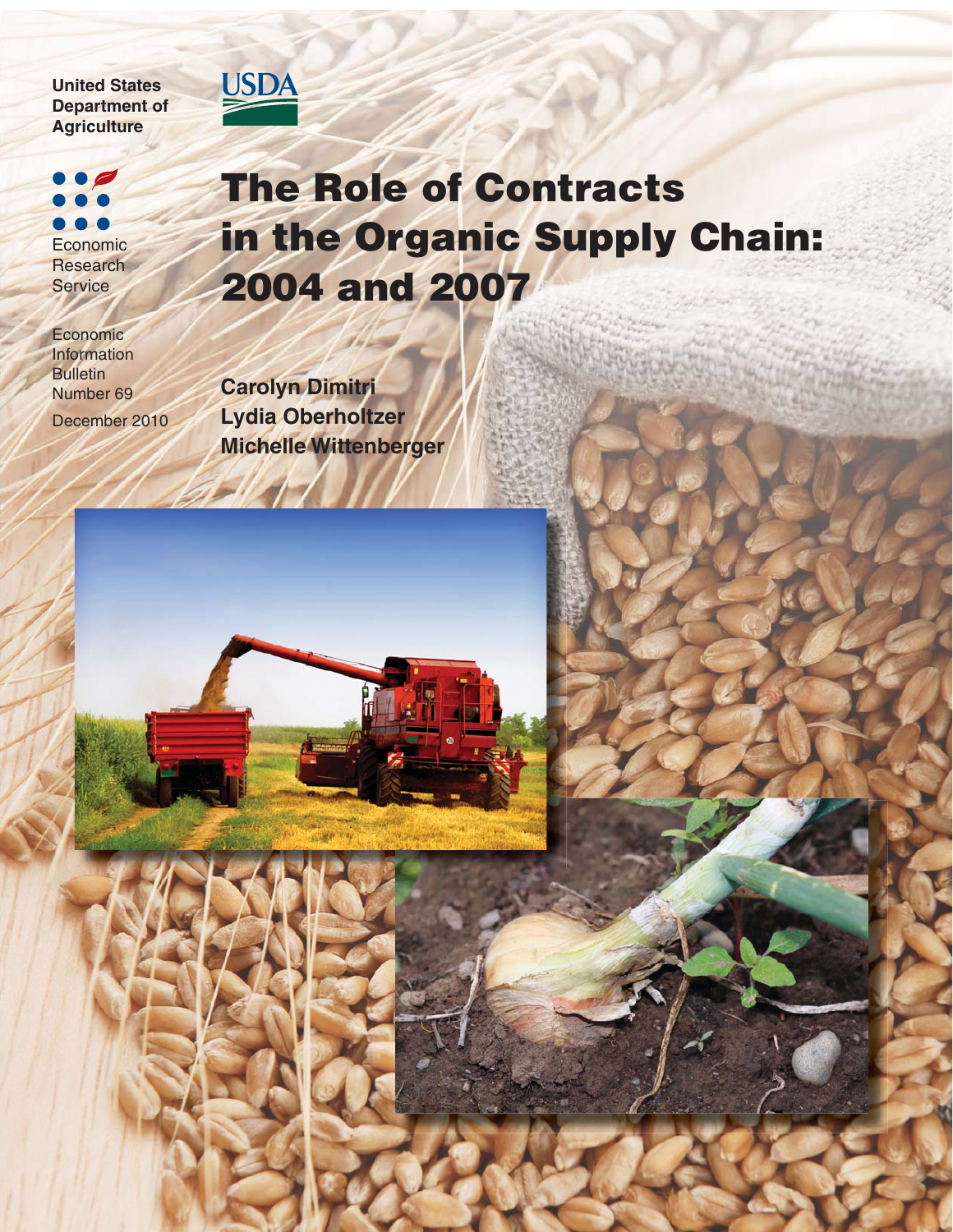United States Department of Agriculture

USDA

Economic Research Service

Economic Information Bulletin Number 69

December 2010

# The Role of Contracts in the Organic Supply Chain: 2004 and 2007

**Carolyn Dimitri**
**Lydia Oberholtzer**
**Michelle Wittenberger**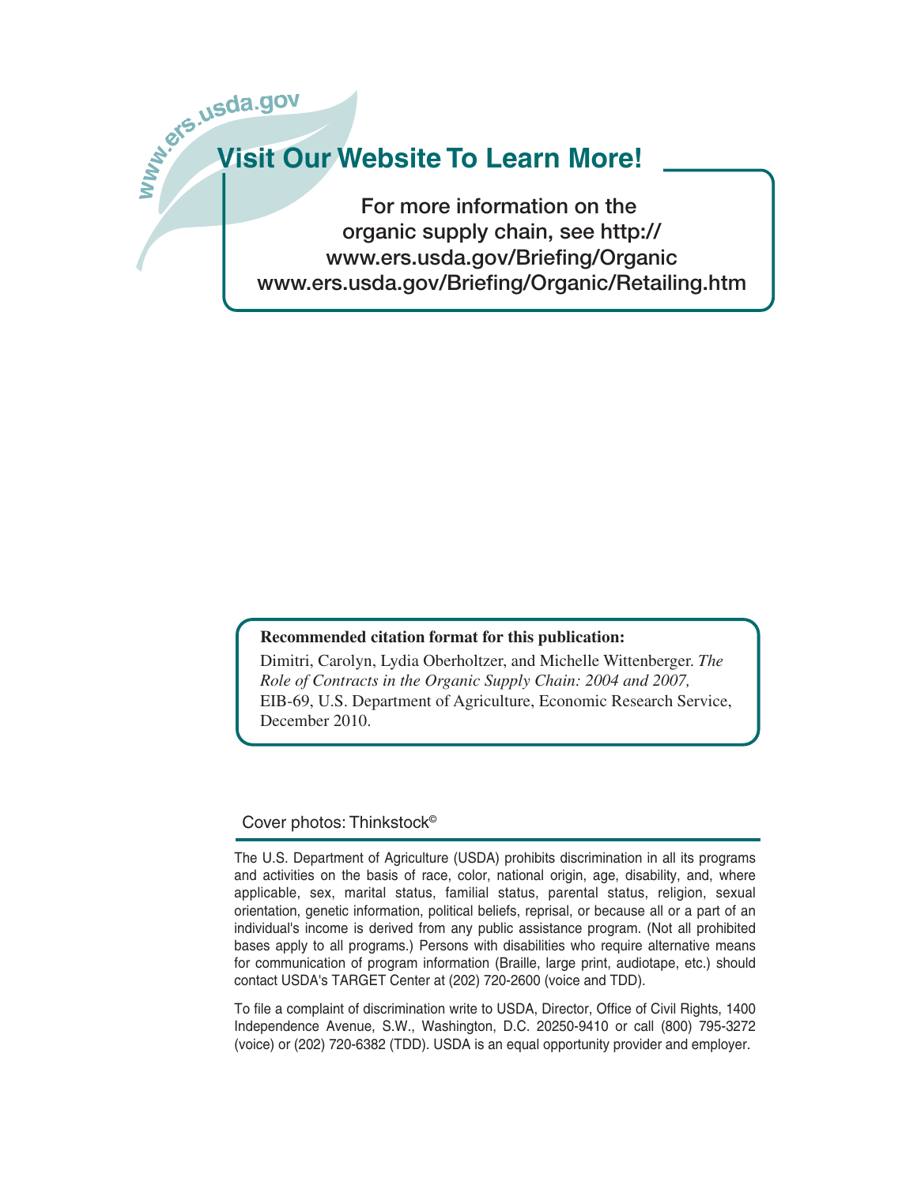www.ers.usda.gov

## Visit Our Website To Learn More!

For more information on the organic supply chain, see http:// www.ers.usda.gov/Briefing/Organic www.ers.usda.gov/Briefing/Organic/Retailing.htm

**Recommended citation format for this publication:**

Dimitri, Carolyn, Lydia Oberholtzer, and Michelle Wittenberger. *The Role of Contracts in the Organic Supply Chain: 2004 and 2007,* EIB-69, U.S. Department of Agriculture, Economic Research Service, December 2010.

Cover photos: Thinkstock©

The U.S. Department of Agriculture (USDA) prohibits discrimination in all its programs and activities on the basis of race, color, national origin, age, disability, and, where applicable, sex, marital status, familial status, parental status, religion, sexual orientation, genetic information, political beliefs, reprisal, or because all or a part of an individual's income is derived from any public assistance program. (Not all prohibited bases apply to all programs.) Persons with disabilities who require alternative means for communication of program information (Braille, large print, audiotape, etc.) should contact USDA's TARGET Center at (202) 720-2600 (voice and TDD).

To file a complaint of discrimination write to USDA, Director, Office of Civil Rights, 1400 Independence Avenue, S.W., Washington, D.C. 20250-9410 or call (800) 795-3272 (voice) or (202) 720-6382 (TDD). USDA is an equal opportunity provider and employer.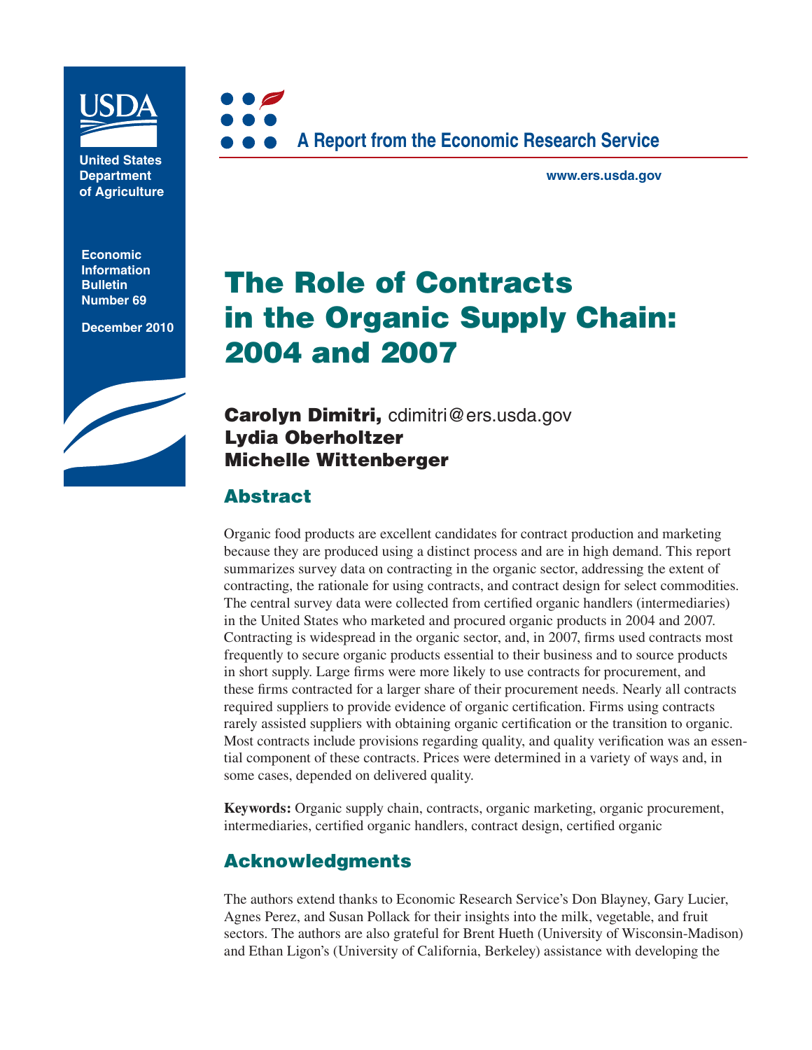United States Department of Agriculture

Economic Information Bulletin Number 69

December 2010

A Report from the Economic Research Service

www.ers.usda.gov

# The Role of Contracts in the Organic Supply Chain: 2004 and 2007

**Carolyn Dimitri,** cdimitri@ers.usda.gov
**Lydia Oberholtzer**
**Michelle Wittenberger**

## Abstract

Organic food products are excellent candidates for contract production and marketing because they are produced using a distinct process and are in high demand. This report summarizes survey data on contracting in the organic sector, addressing the extent of contracting, the rationale for using contracts, and contract design for select commodities. The central survey data were collected from certified organic handlers (intermediaries) in the United States who marketed and procured organic products in 2004 and 2007. Contracting is widespread in the organic sector, and, in 2007, firms used contracts most frequently to secure organic products essential to their business and to source products in short supply. Large firms were more likely to use contracts for procurement, and these firms contracted for a larger share of their procurement needs. Nearly all contracts required suppliers to provide evidence of organic certification. Firms using contracts rarely assisted suppliers with obtaining organic certification or the transition to organic. Most contracts include provisions regarding quality, and quality verification was an essential component of these contracts. Prices were determined in a variety of ways and, in some cases, depended on delivered quality.

**Keywords:** Organic supply chain, contracts, organic marketing, organic procurement, intermediaries, certified organic handlers, contract design, certified organic

## Acknowledgments

The authors extend thanks to Economic Research Service's Don Blayney, Gary Lucier, Agnes Perez, and Susan Pollack for their insights into the milk, vegetable, and fruit sectors. The authors are also grateful for Brent Hueth (University of Wisconsin-Madison) and Ethan Ligon's (University of California, Berkeley) assistance with developing the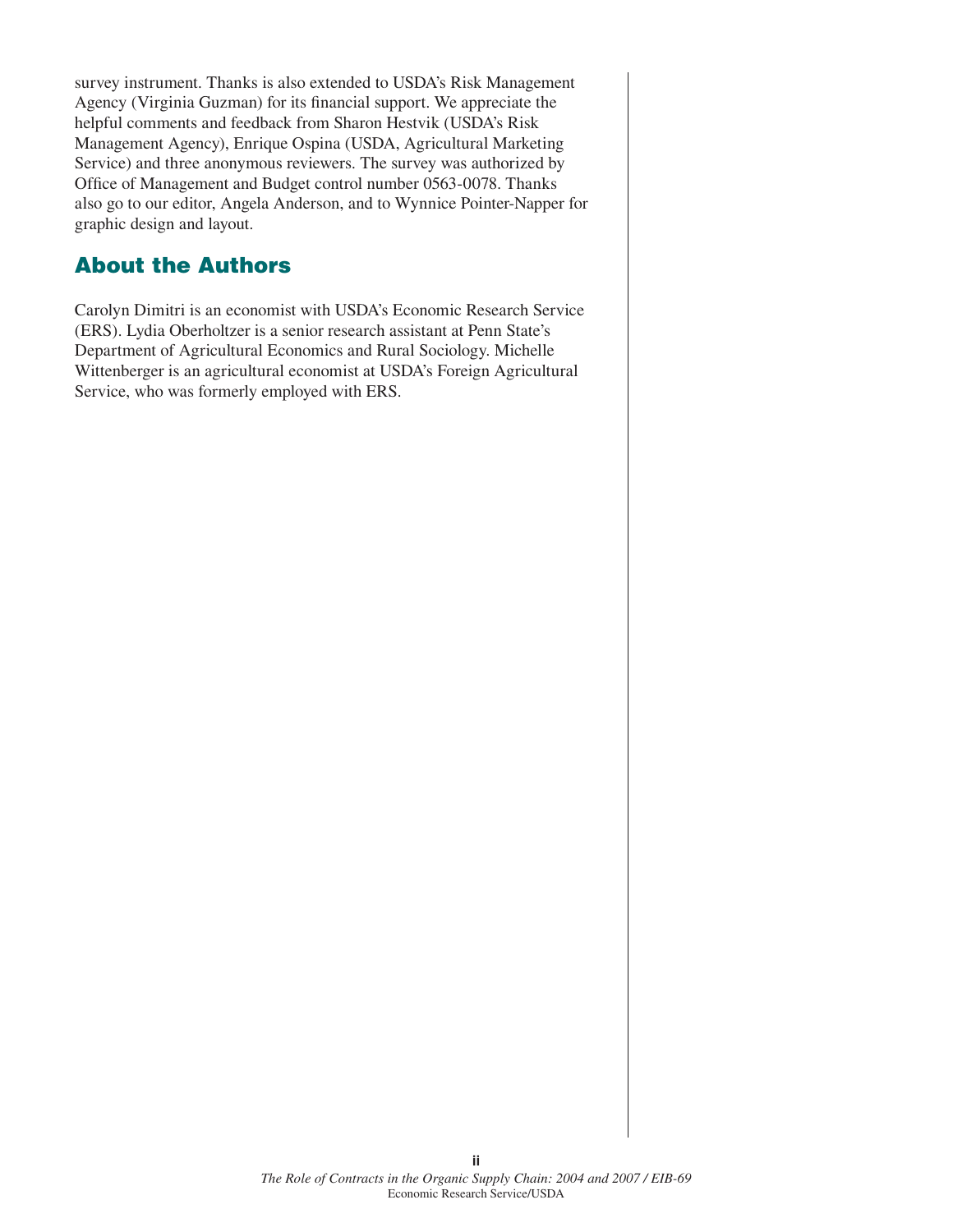survey instrument. Thanks is also extended to USDA's Risk Management Agency (Virginia Guzman) for its financial support. We appreciate the helpful comments and feedback from Sharon Hestvik (USDA's Risk Management Agency), Enrique Ospina (USDA, Agricultural Marketing Service) and three anonymous reviewers. The survey was authorized by Office of Management and Budget control number 0563-0078. Thanks also go to our editor, Angela Anderson, and to Wynnice Pointer-Napper for graphic design and layout.

## About the Authors

Carolyn Dimitri is an economist with USDA's Economic Research Service (ERS). Lydia Oberholtzer is a senior research assistant at Penn State's Department of Agricultural Economics and Rural Sociology. Michelle Wittenberger is an agricultural economist at USDA's Foreign Agricultural Service, who was formerly employed with ERS.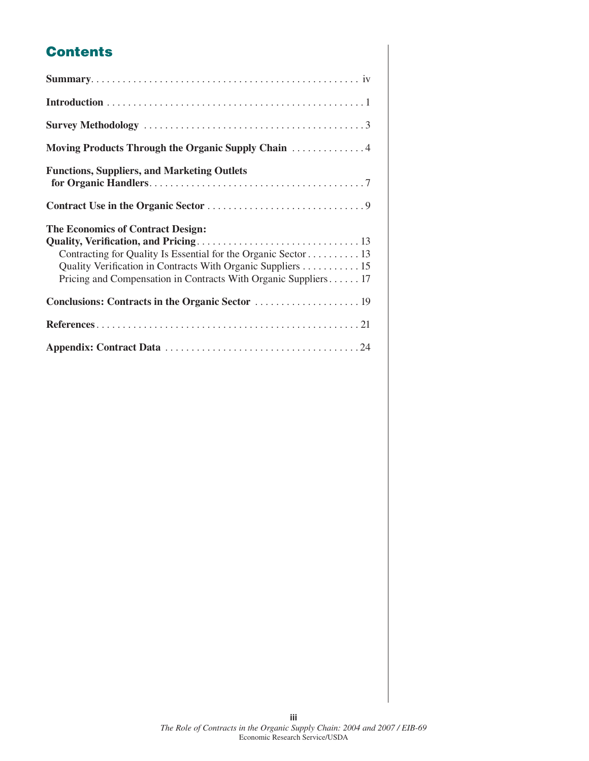# Contents

**Summary** . . . . . . . . . . . . . . . . . . . . . . . . . . . . . . . . . . . . . . . . . . . . . . . . . iv

**Introduction** . . . . . . . . . . . . . . . . . . . . . . . . . . . . . . . . . . . . . . . . . . . . . . . . . 1

**Survey Methodology** . . . . . . . . . . . . . . . . . . . . . . . . . . . . . . . . . . . . . . . . . . 3

**Moving Products Through the Organic Supply Chain** . . . . . . . . . . . . . . 4

**Functions, Suppliers, and Marketing Outlets for Organic Handlers** . . . . . . . . . . . . . . . . . . . . . . . . . . . . . . . . . . . . . . . . . 7

**Contract Use in the Organic Sector** . . . . . . . . . . . . . . . . . . . . . . . . . . . . . . 9

**The Economics of Contract Design: Quality, Verification, and Pricing** . . . . . . . . . . . . . . . . . . . . . . . . . . . . . . . 13

Contracting for Quality Is Essential for the Organic Sector . . . . . . . . . . 13

Quality Verification in Contracts With Organic Suppliers . . . . . . . . . . . 15

Pricing and Compensation in Contracts With Organic Suppliers . . . . . . 17

**Conclusions: Contracts in the Organic Sector** . . . . . . . . . . . . . . . . . . . . 19

**References** . . . . . . . . . . . . . . . . . . . . . . . . . . . . . . . . . . . . . . . . . . . . . . . . . . 21

**Appendix: Contract Data** . . . . . . . . . . . . . . . . . . . . . . . . . . . . . . . . . . . . . 24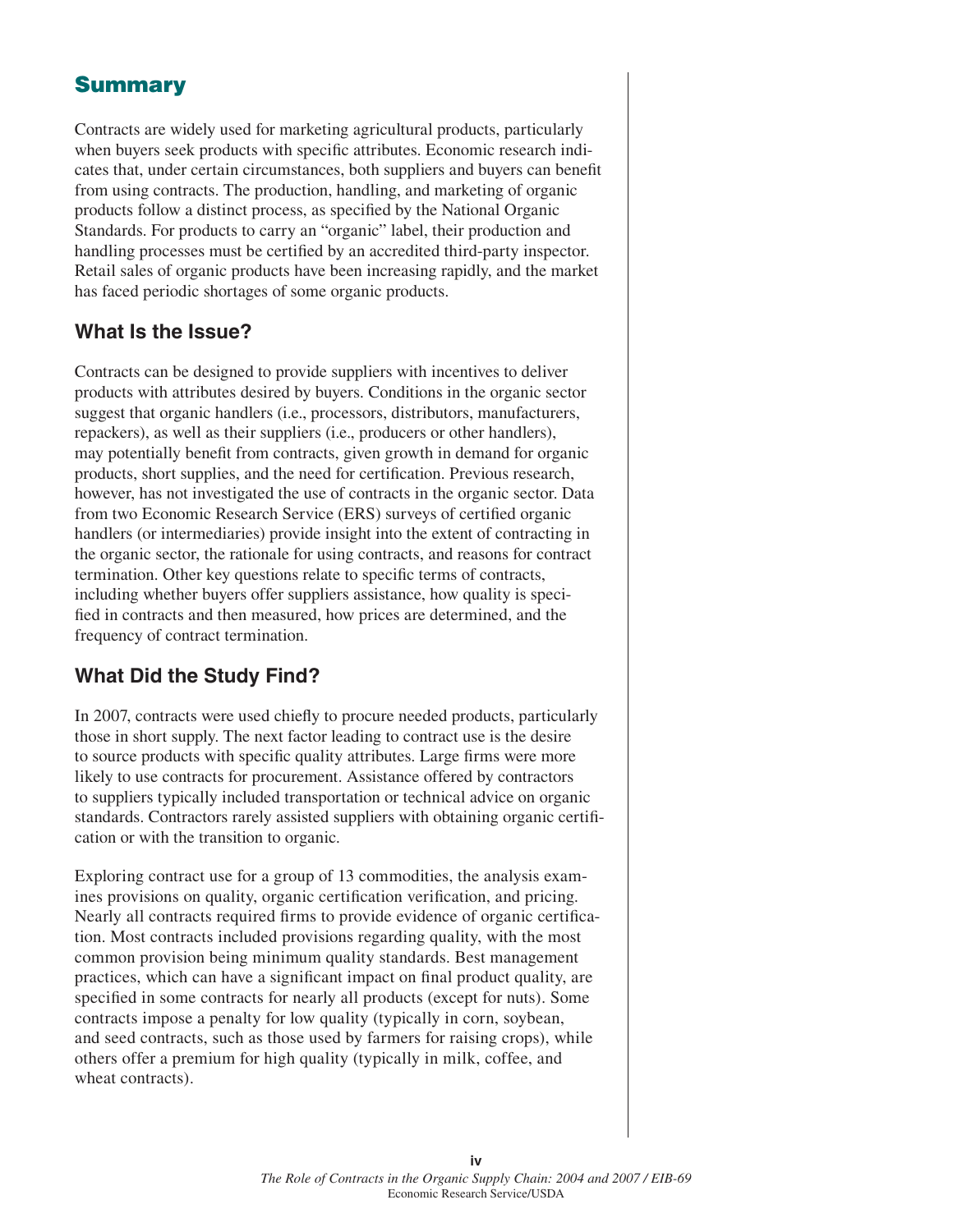## Summary

Contracts are widely used for marketing agricultural products, particularly when buyers seek products with specific attributes. Economic research indicates that, under certain circumstances, both suppliers and buyers can benefit from using contracts. The production, handling, and marketing of organic products follow a distinct process, as specified by the National Organic Standards. For products to carry an "organic" label, their production and handling processes must be certified by an accredited third-party inspector. Retail sales of organic products have been increasing rapidly, and the market has faced periodic shortages of some organic products.

### What Is the Issue?

Contracts can be designed to provide suppliers with incentives to deliver products with attributes desired by buyers. Conditions in the organic sector suggest that organic handlers (i.e., processors, distributors, manufacturers, repackers), as well as their suppliers (i.e., producers or other handlers), may potentially benefit from contracts, given growth in demand for organic products, short supplies, and the need for certification. Previous research, however, has not investigated the use of contracts in the organic sector. Data from two Economic Research Service (ERS) surveys of certified organic handlers (or intermediaries) provide insight into the extent of contracting in the organic sector, the rationale for using contracts, and reasons for contract termination. Other key questions relate to specific terms of contracts, including whether buyers offer suppliers assistance, how quality is specified in contracts and then measured, how prices are determined, and the frequency of contract termination.

### What Did the Study Find?

In 2007, contracts were used chiefly to procure needed products, particularly those in short supply. The next factor leading to contract use is the desire to source products with specific quality attributes. Large firms were more likely to use contracts for procurement. Assistance offered by contractors to suppliers typically included transportation or technical advice on organic standards. Contractors rarely assisted suppliers with obtaining organic certification or with the transition to organic.

Exploring contract use for a group of 13 commodities, the analysis examines provisions on quality, organic certification verification, and pricing. Nearly all contracts required firms to provide evidence of organic certification. Most contracts included provisions regarding quality, with the most common provision being minimum quality standards. Best management practices, which can have a significant impact on final product quality, are specified in some contracts for nearly all products (except for nuts). Some contracts impose a penalty for low quality (typically in corn, soybean, and seed contracts, such as those used by farmers for raising crops), while others offer a premium for high quality (typically in milk, coffee, and wheat contracts).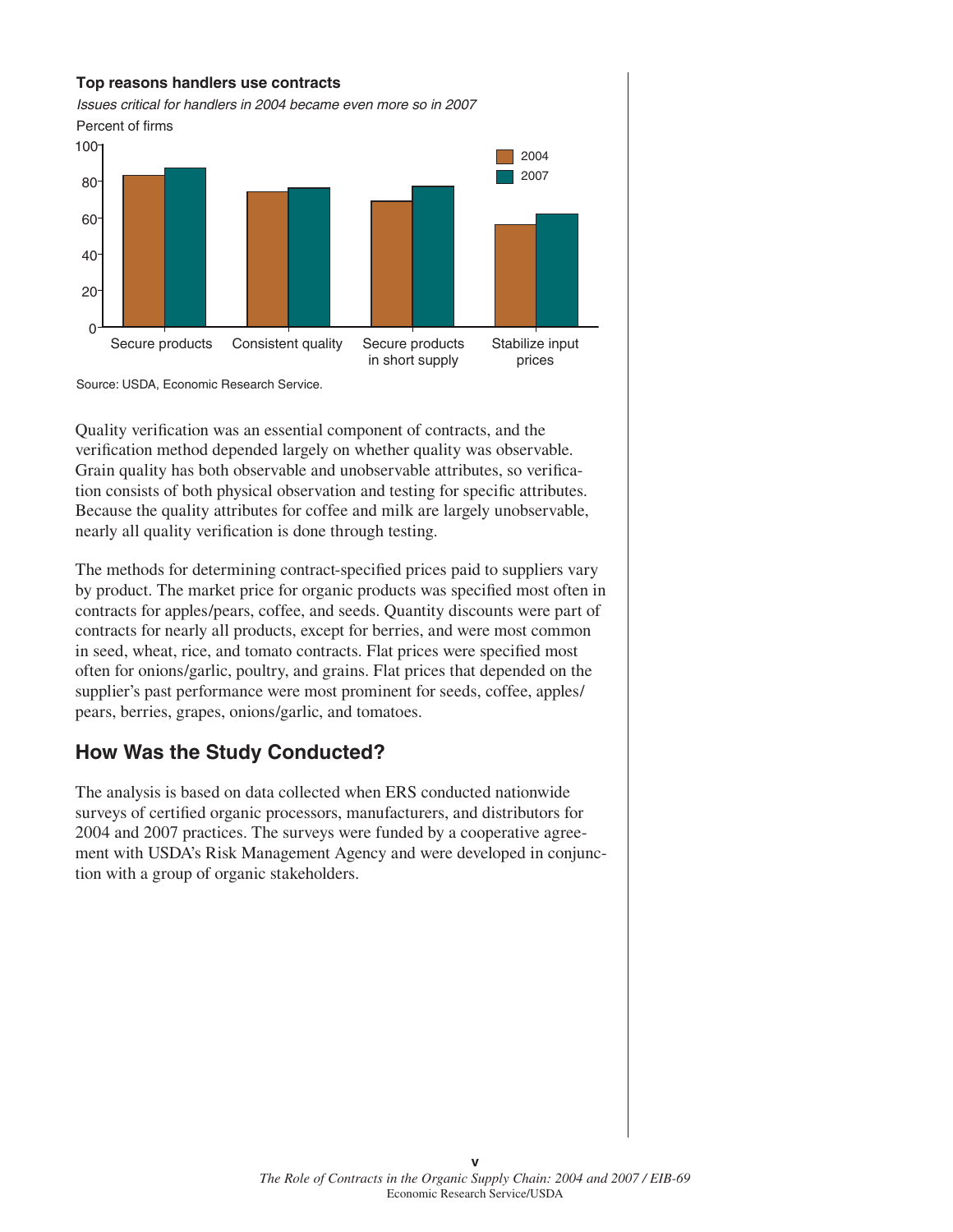**Top reasons handlers use contracts**

*Issues critical for handlers in 2004 became even more so in 2007*

Percent of firms

Source: USDA, Economic Research Service.

Quality verification was an essential component of contracts, and the verification method depended largely on whether quality was observable. Grain quality has both observable and unobservable attributes, so verification consists of both physical observation and testing for specific attributes. Because the quality attributes for coffee and milk are largely unobservable, nearly all quality verification is done through testing.

The methods for determining contract-specified prices paid to suppliers vary by product. The market price for organic products was specified most often in contracts for apples/pears, coffee, and seeds. Quantity discounts were part of contracts for nearly all products, except for berries, and were most common in seed, wheat, rice, and tomato contracts. Flat prices were specified most often for onions/garlic, poultry, and grains. Flat prices that depended on the supplier's past performance were most prominent for seeds, coffee, apples/pears, berries, grapes, onions/garlic, and tomatoes.

## How Was the Study Conducted?

The analysis is based on data collected when ERS conducted nationwide surveys of certified organic processors, manufacturers, and distributors for 2004 and 2007 practices. The surveys were funded by a cooperative agreement with USDA's Risk Management Agency and were developed in conjunction with a group of organic stakeholders.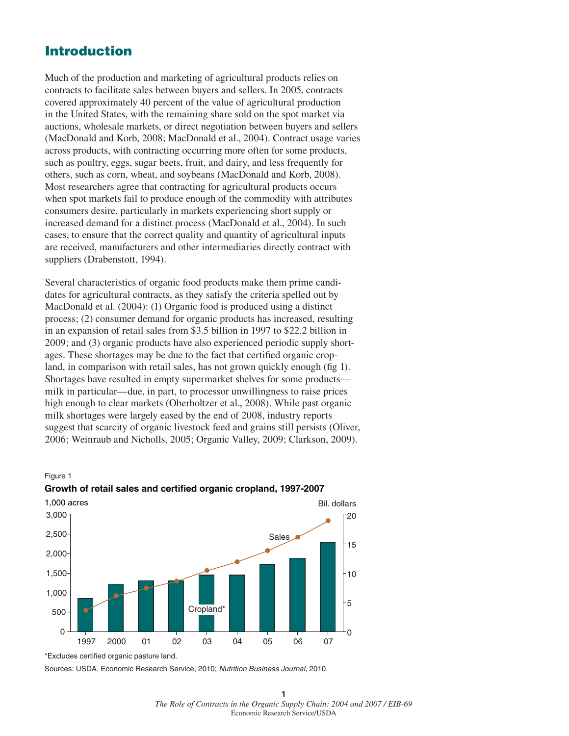# Introduction

Much of the production and marketing of agricultural products relies on contracts to facilitate sales between buyers and sellers. In 2005, contracts covered approximately 40 percent of the value of agricultural production in the United States, with the remaining share sold on the spot market via auctions, wholesale markets, or direct negotiation between buyers and sellers (MacDonald and Korb, 2008; MacDonald et al., 2004). Contract usage varies across products, with contracting occurring more often for some products, such as poultry, eggs, sugar beets, fruit, and dairy, and less frequently for others, such as corn, wheat, and soybeans (MacDonald and Korb, 2008). Most researchers agree that contracting for agricultural products occurs when spot markets fail to produce enough of the commodity with attributes consumers desire, particularly in markets experiencing short supply or increased demand for a distinct process (MacDonald et al., 2004). In such cases, to ensure that the correct quality and quantity of agricultural inputs are received, manufacturers and other intermediaries directly contract with suppliers (Drabenstott, 1994).

Several characteristics of organic food products make them prime candidates for agricultural contracts, as they satisfy the criteria spelled out by MacDonald et al. (2004): (1) Organic food is produced using a distinct process; (2) consumer demand for organic products has increased, resulting in an expansion of retail sales from $3.5 billion in 1997 to $22.2 billion in 2009; and (3) organic products have also experienced periodic supply shortages. These shortages may be due to the fact that certified organic cropland, in comparison with retail sales, has not grown quickly enough (fig 1). Shortages have resulted in empty supermarket shelves for some products—milk in particular—due, in part, to processor unwillingness to raise prices high enough to clear markets (Oberholtzer et al., 2008). While past organic milk shortages were largely eased by the end of 2008, industry reports suggest that scarcity of organic livestock feed and grains still persists (Oliver, 2006; Weinraub and Nicholls, 2005; Organic Valley, 2009; Clarkson, 2009).

Figure 1

**Growth of retail sales and certified organic cropland, 1997-2007**

*Excludes certified organic pasture land.

Sources: USDA, Economic Research Service, 2010; *Nutrition Business Journal*, 2010.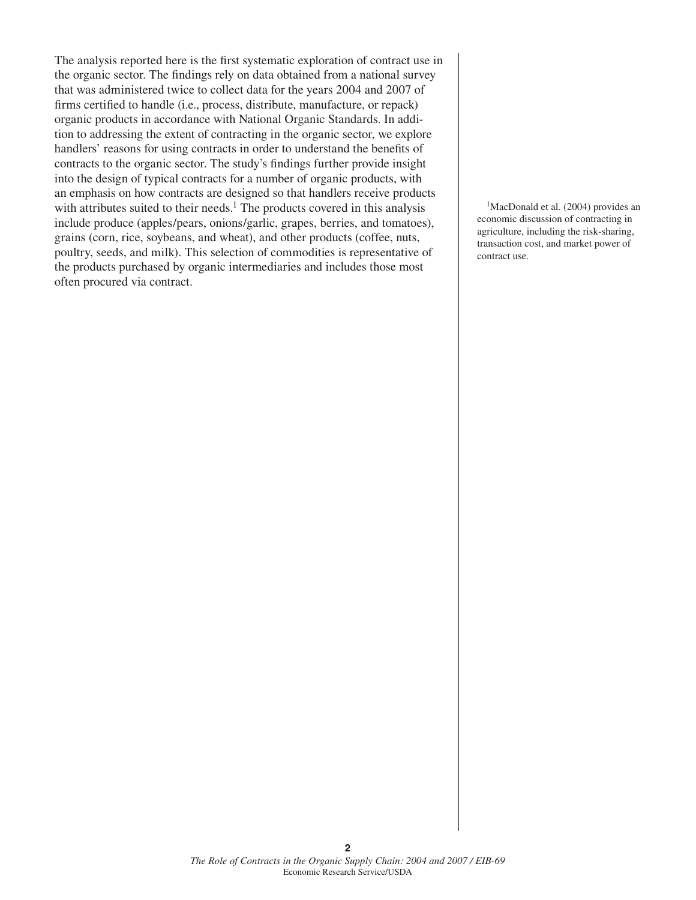The analysis reported here is the first systematic exploration of contract use in the organic sector. The findings rely on data obtained from a national survey that was administered twice to collect data for the years 2004 and 2007 of firms certified to handle (i.e., process, distribute, manufacture, or repack) organic products in accordance with National Organic Standards. In addition to addressing the extent of contracting in the organic sector, we explore handlers' reasons for using contracts in order to understand the benefits of contracts to the organic sector. The study's findings further provide insight into the design of typical contracts for a number of organic products, with an emphasis on how contracts are designed so that handlers receive products with attributes suited to their needs.[1] The products covered in this analysis include produce (apples/pears, onions/garlic, grapes, berries, and tomatoes), grains (corn, rice, soybeans, and wheat), and other products (coffee, nuts, poultry, seeds, and milk). This selection of commodities is representative of the products purchased by organic intermediaries and includes those most often procured via contract.

[1] MacDonald et al. (2004) provides an economic discussion of contracting in agriculture, including the risk-sharing, transaction cost, and market power of contract use.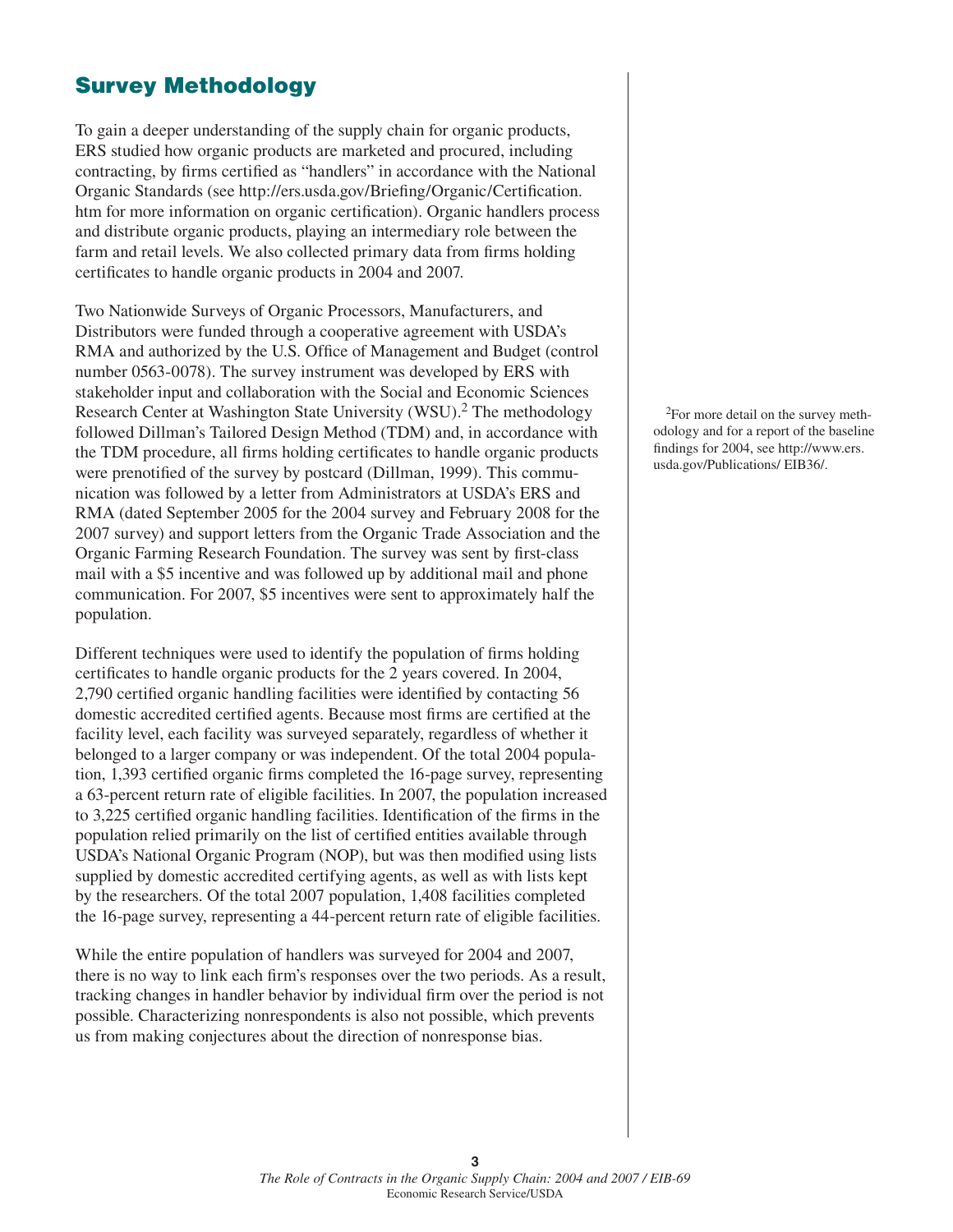## Survey Methodology

To gain a deeper understanding of the supply chain for organic products, ERS studied how organic products are marketed and procured, including contracting, by firms certified as "handlers" in accordance with the National Organic Standards (see http://ers.usda.gov/Briefing/Organic/Certification.htm for more information on organic certification). Organic handlers process and distribute organic products, playing an intermediary role between the farm and retail levels. We also collected primary data from firms holding certificates to handle organic products in 2004 and 2007.

Two Nationwide Surveys of Organic Processors, Manufacturers, and Distributors were funded through a cooperative agreement with USDA's RMA and authorized by the U.S. Office of Management and Budget (control number 0563-0078). The survey instrument was developed by ERS with stakeholder input and collaboration with the Social and Economic Sciences Research Center at Washington State University (WSU).[2] The methodology followed Dillman's Tailored Design Method (TDM) and, in accordance with the TDM procedure, all firms holding certificates to handle organic products were prenotified of the survey by postcard (Dillman, 1999). This communication was followed by a letter from Administrators at USDA's ERS and RMA (dated September 2005 for the 2004 survey and February 2008 for the 2007 survey) and support letters from the Organic Trade Association and the Organic Farming Research Foundation. The survey was sent by first-class mail with a $5 incentive and was followed up by additional mail and phone communication. For 2007, $5 incentives were sent to approximately half the population.

[2]For more detail on the survey methodology and for a report of the baseline findings for 2004, see http://www.ers.usda.gov/Publications/ EIB36/.

Different techniques were used to identify the population of firms holding certificates to handle organic products for the 2 years covered. In 2004, 2,790 certified organic handling facilities were identified by contacting 56 domestic accredited certified agents. Because most firms are certified at the facility level, each facility was surveyed separately, regardless of whether it belonged to a larger company or was independent. Of the total 2004 population, 1,393 certified organic firms completed the 16-page survey, representing a 63-percent return rate of eligible facilities. In 2007, the population increased to 3,225 certified organic handling facilities. Identification of the firms in the population relied primarily on the list of certified entities available through USDA's National Organic Program (NOP), but was then modified using lists supplied by domestic accredited certifying agents, as well as with lists kept by the researchers. Of the total 2007 population, 1,408 facilities completed the 16-page survey, representing a 44-percent return rate of eligible facilities.

While the entire population of handlers was surveyed for 2004 and 2007, there is no way to link each firm's responses over the two periods. As a result, tracking changes in handler behavior by individual firm over the period is not possible. Characterizing nonrespondents is also not possible, which prevents us from making conjectures about the direction of nonresponse bias.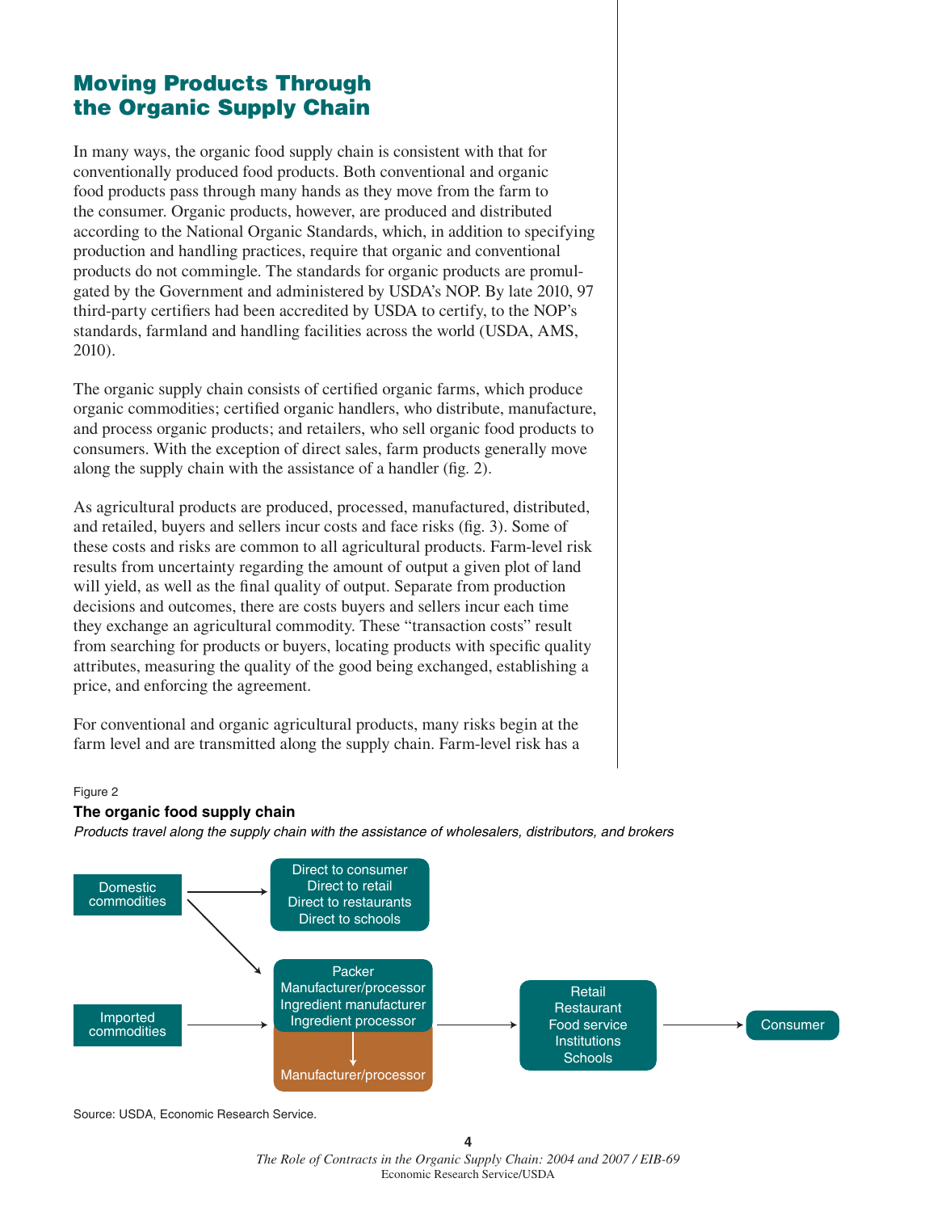## Moving Products Through the Organic Supply Chain

In many ways, the organic food supply chain is consistent with that for conventionally produced food products. Both conventional and organic food products pass through many hands as they move from the farm to the consumer. Organic products, however, are produced and distributed according to the National Organic Standards, which, in addition to specifying production and handling practices, require that organic and conventional products do not commingle. The standards for organic products are promulgated by the Government and administered by USDA's NOP. By late 2010, 97 third-party certifiers had been accredited by USDA to certify, to the NOP's standards, farmland and handling facilities across the world (USDA, AMS, 2010).

The organic supply chain consists of certified organic farms, which produce organic commodities; certified organic handlers, who distribute, manufacture, and process organic products; and retailers, who sell organic food products to consumers. With the exception of direct sales, farm products generally move along the supply chain with the assistance of a handler (fig. 2).

As agricultural products are produced, processed, manufactured, distributed, and retailed, buyers and sellers incur costs and face risks (fig. 3). Some of these costs and risks are common to all agricultural products. Farm-level risk results from uncertainty regarding the amount of output a given plot of land will yield, as well as the final quality of output. Separate from production decisions and outcomes, there are costs buyers and sellers incur each time they exchange an agricultural commodity. These "transaction costs" result from searching for products or buyers, locating products with specific quality attributes, measuring the quality of the good being exchanged, establishing a price, and enforcing the agreement.

For conventional and organic agricultural products, many risks begin at the farm level and are transmitted along the supply chain. Farm-level risk has a

Figure 2

**The organic food supply chain**

*Products travel along the supply chain with the assistance of wholesalers, distributors, and brokers*

Domestic commodities → Direct to consumer / Direct to retail / Direct to restaurants / Direct to schools

Domestic commodities → Packer / Manufacturer/processor / Ingredient manufacturer / Ingredient processor

Imported commodities → Packer / Manufacturer/processor / Ingredient manufacturer / Ingredient processor

Packer / Manufacturer/processor / Ingredient manufacturer / Ingredient processor → Manufacturer/processor

Packer / Manufacturer/processor / Ingredient manufacturer / Ingredient processor → Retail / Restaurant / Food service / Institutions / Schools → Consumer

Source: USDA, Economic Research Service.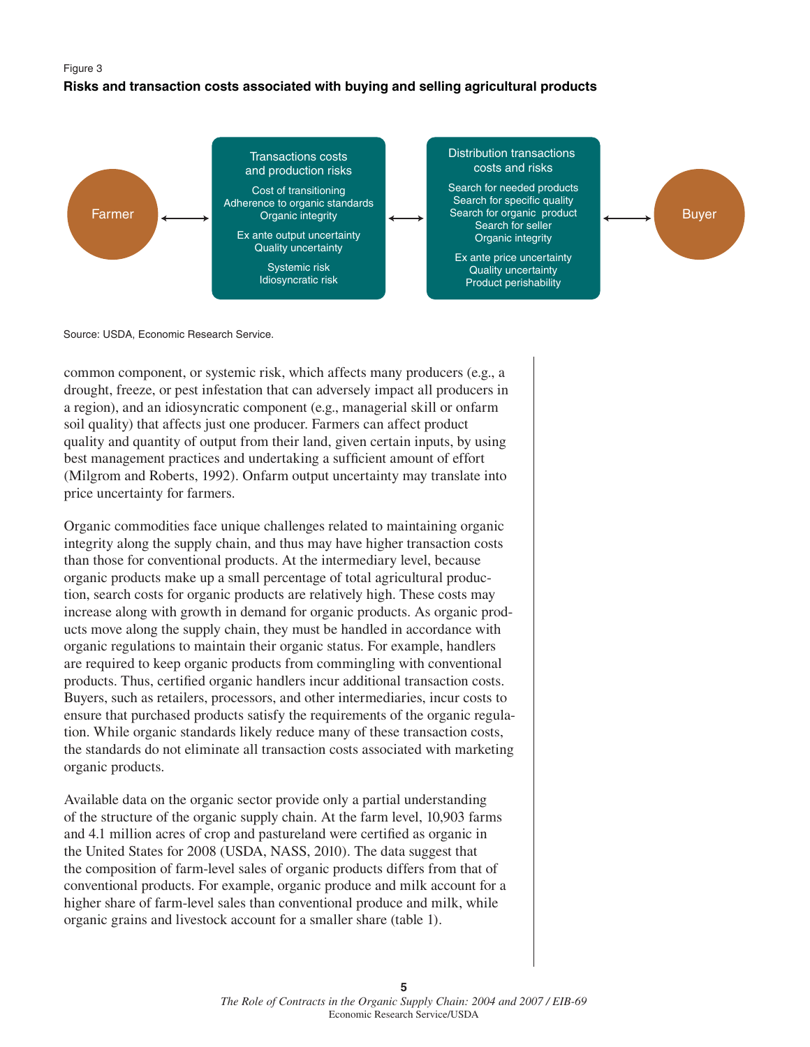Figure 3

**Risks and transaction costs associated with buying and selling agricultural products**

Farmer ↔ **Transactions costs and production risks**: Cost of transitioning; Adherence to organic standards; Organic integrity; Ex ante output uncertainty; Quality uncertainty; Systemic risk; Idiosyncratic risk ↔ **Distribution transactions costs and risks**: Search for needed products; Search for specific quality; Search for organic product; Search for seller; Organic integrity; Ex ante price uncertainty; Quality uncertainty; Product perishability ↔ Buyer

Source: USDA, Economic Research Service.

common component, or systemic risk, which affects many producers (e.g., a drought, freeze, or pest infestation that can adversely impact all producers in a region), and an idiosyncratic component (e.g., managerial skill or onfarm soil quality) that affects just one producer. Farmers can affect product quality and quantity of output from their land, given certain inputs, by using best management practices and undertaking a sufficient amount of effort (Milgrom and Roberts, 1992). Onfarm output uncertainty may translate into price uncertainty for farmers.

Organic commodities face unique challenges related to maintaining organic integrity along the supply chain, and thus may have higher transaction costs than those for conventional products. At the intermediary level, because organic products make up a small percentage of total agricultural production, search costs for organic products are relatively high. These costs may increase along with growth in demand for organic products. As organic products move along the supply chain, they must be handled in accordance with organic regulations to maintain their organic status. For example, handlers are required to keep organic products from commingling with conventional products. Thus, certified organic handlers incur additional transaction costs. Buyers, such as retailers, processors, and other intermediaries, incur costs to ensure that purchased products satisfy the requirements of the organic regulation. While organic standards likely reduce many of these transaction costs, the standards do not eliminate all transaction costs associated with marketing organic products.

Available data on the organic sector provide only a partial understanding of the structure of the organic supply chain. At the farm level, 10,903 farms and 4.1 million acres of crop and pastureland were certified as organic in the United States for 2008 (USDA, NASS, 2010). The data suggest that the composition of farm-level sales of organic products differs from that of conventional products. For example, organic produce and milk account for a higher share of farm-level sales than conventional produce and milk, while organic grains and livestock account for a smaller share (table 1).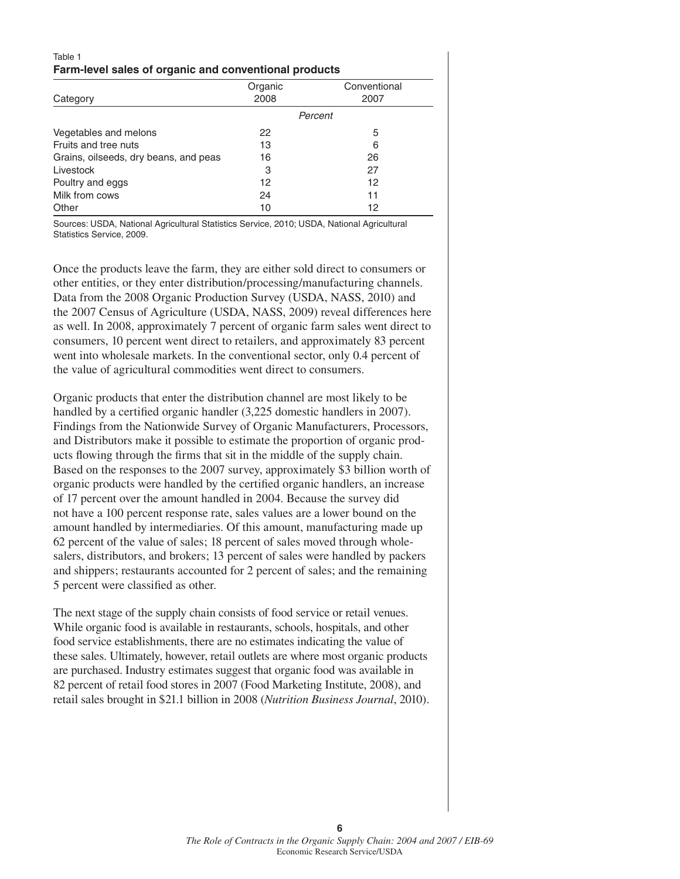Table 1
**Farm-level sales of organic and conventional products**

| Category | Organic 2008 | Conventional 2007 |
|---|---|---|
| | *Percent* | |
| Vegetables and melons | 22 | 5 |
| Fruits and tree nuts | 13 | 6 |
| Grains, oilseeds, dry beans, and peas | 16 | 26 |
| Livestock | 3 | 27 |
| Poultry and eggs | 12 | 12 |
| Milk from cows | 24 | 11 |
| Other | 10 | 12 |

Sources: USDA, National Agricultural Statistics Service, 2010; USDA, National Agricultural Statistics Service, 2009.

Once the products leave the farm, they are either sold direct to consumers or other entities, or they enter distribution/processing/manufacturing channels. Data from the 2008 Organic Production Survey (USDA, NASS, 2010) and the 2007 Census of Agriculture (USDA, NASS, 2009) reveal differences here as well. In 2008, approximately 7 percent of organic farm sales went direct to consumers, 10 percent went direct to retailers, and approximately 83 percent went into wholesale markets. In the conventional sector, only 0.4 percent of the value of agricultural commodities went direct to consumers.

Organic products that enter the distribution channel are most likely to be handled by a certified organic handler (3,225 domestic handlers in 2007). Findings from the Nationwide Survey of Organic Manufacturers, Processors, and Distributors make it possible to estimate the proportion of organic products flowing through the firms that sit in the middle of the supply chain. Based on the responses to the 2007 survey, approximately $3 billion worth of organic products were handled by the certified organic handlers, an increase of 17 percent over the amount handled in 2004. Because the survey did not have a 100 percent response rate, sales values are a lower bound on the amount handled by intermediaries. Of this amount, manufacturing made up 62 percent of the value of sales; 18 percent of sales moved through wholesalers, distributors, and brokers; 13 percent of sales were handled by packers and shippers; restaurants accounted for 2 percent of sales; and the remaining 5 percent were classified as other.

The next stage of the supply chain consists of food service or retail venues. While organic food is available in restaurants, schools, hospitals, and other food service establishments, there are no estimates indicating the value of these sales. Ultimately, however, retail outlets are where most organic products are purchased. Industry estimates suggest that organic food was available in 82 percent of retail food stores in 2007 (Food Marketing Institute, 2008), and retail sales brought in $21.1 billion in 2008 (*Nutrition Business Journal*, 2010).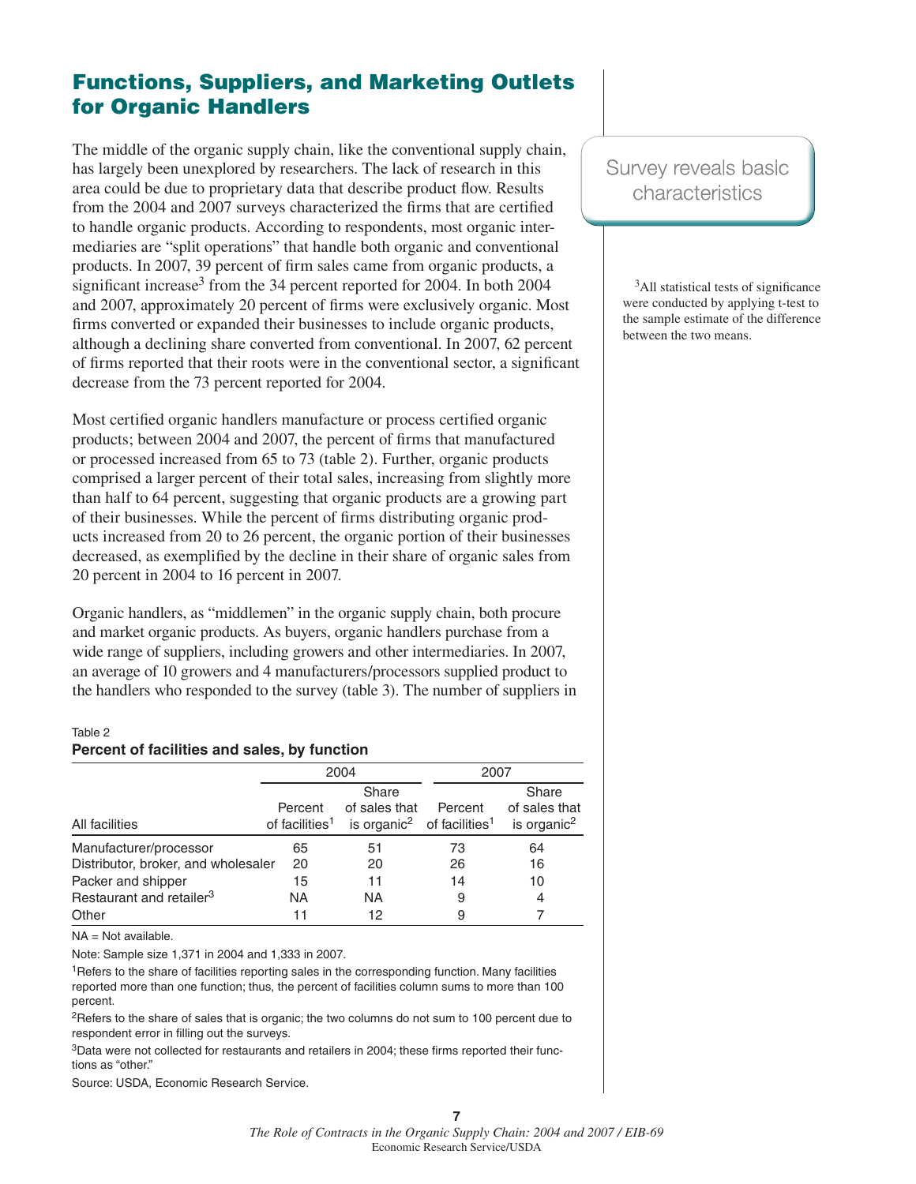## Functions, Suppliers, and Marketing Outlets for Organic Handlers

Survey reveals basic characteristics

The middle of the organic supply chain, like the conventional supply chain, has largely been unexplored by researchers. The lack of research in this area could be due to proprietary data that describe product flow. Results from the 2004 and 2007 surveys characterized the firms that are certified to handle organic products. According to respondents, most organic intermediaries are "split operations" that handle both organic and conventional products. In 2007, 39 percent of firm sales came from organic products, a significant increase[3] from the 34 percent reported for 2004. In both 2004 and 2007, approximately 20 percent of firms were exclusively organic. Most firms converted or expanded their businesses to include organic products, although a declining share converted from conventional. In 2007, 62 percent of firms reported that their roots were in the conventional sector, a significant decrease from the 73 percent reported for 2004.

Most certified organic handlers manufacture or process certified organic products; between 2004 and 2007, the percent of firms that manufactured or processed increased from 65 to 73 (table 2). Further, organic products comprised a larger percent of their total sales, increasing from slightly more than half to 64 percent, suggesting that organic products are a growing part of their businesses. While the percent of firms distributing organic products increased from 20 to 26 percent, the organic portion of their businesses decreased, as exemplified by the decline in their share of organic sales from 20 percent in 2004 to 16 percent in 2007.

Organic handlers, as "middlemen" in the organic supply chain, both procure and market organic products. As buyers, organic handlers purchase from a wide range of suppliers, including growers and other intermediaries. In 2007, an average of 10 growers and 4 manufacturers/processors supplied product to the handlers who responded to the survey (table 3). The number of suppliers in

[3]All statistical tests of significance were conducted by applying t-test to the sample estimate of the difference between the two means.

Table 2
**Percent of facilities and sales, by function**

| All facilities | 2004 | | 2007 | |
|---|---|---|---|---|
| | Percent of facilities[1] | Share of sales that is organic[2] | Percent of facilities[1] | Share of sales that is organic[2] |
| Manufacturer/processor | 65 | 51 | 73 | 64 |
| Distributor, broker, and wholesaler | 20 | 20 | 26 | 16 |
| Packer and shipper | 15 | 11 | 14 | 10 |
| Restaurant and retailer[3] | NA | NA | 9 | 4 |
| Other | 11 | 12 | 9 | 7 |

NA = Not available.

Note: Sample size 1,371 in 2004 and 1,333 in 2007.

[1]Refers to the share of facilities reporting sales in the corresponding function. Many facilities reported more than one function; thus, the percent of facilities column sums to more than 100 percent.

[2]Refers to the share of sales that is organic; the two columns do not sum to 100 percent due to respondent error in filling out the surveys.

[3]Data were not collected for restaurants and retailers in 2004; these firms reported their functions as "other."

Source: USDA, Economic Research Service.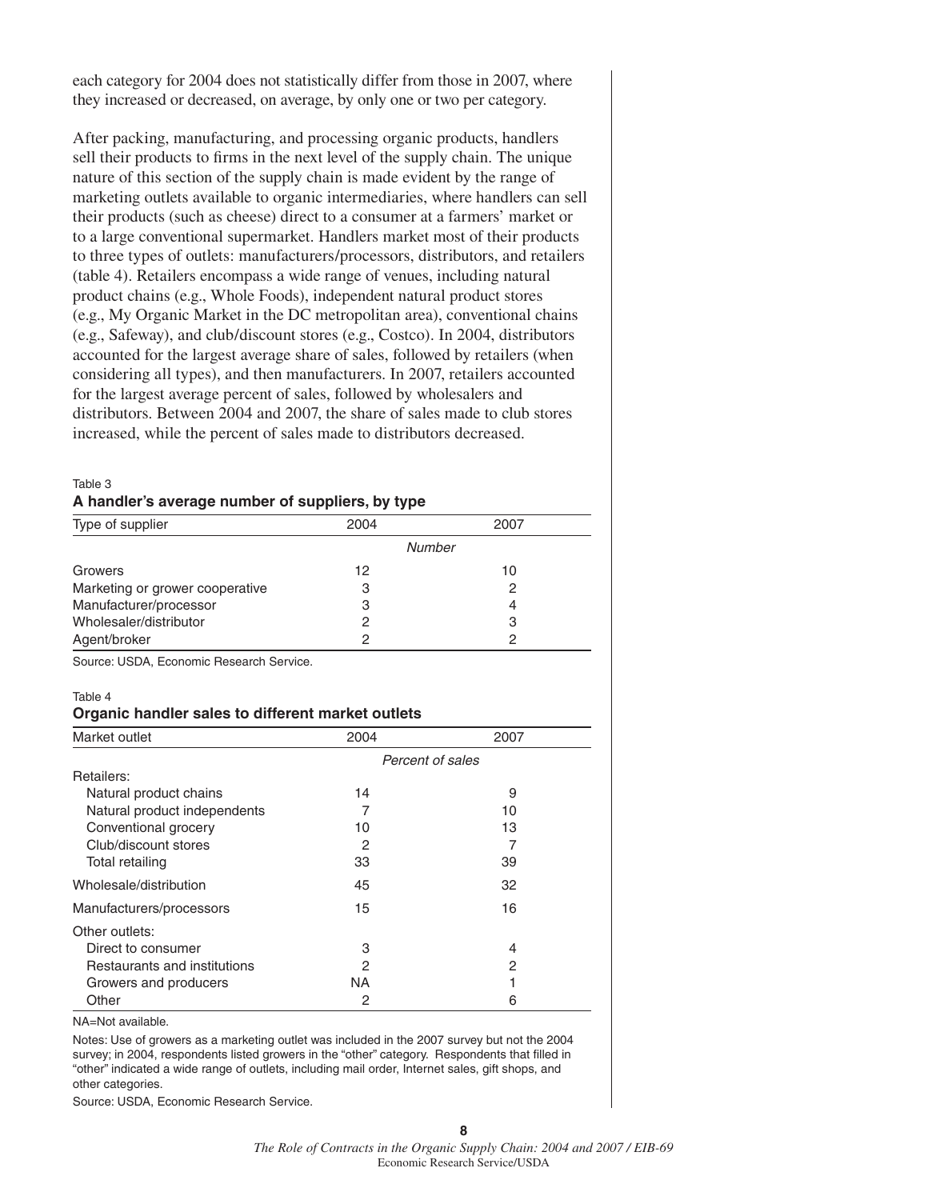each category for 2004 does not statistically differ from those in 2007, where they increased or decreased, on average, by only one or two per category.

After packing, manufacturing, and processing organic products, handlers sell their products to firms in the next level of the supply chain. The unique nature of this section of the supply chain is made evident by the range of marketing outlets available to organic intermediaries, where handlers can sell their products (such as cheese) direct to a consumer at a farmers' market or to a large conventional supermarket. Handlers market most of their products to three types of outlets: manufacturers/processors, distributors, and retailers (table 4). Retailers encompass a wide range of venues, including natural product chains (e.g., Whole Foods), independent natural product stores (e.g., My Organic Market in the DC metropolitan area), conventional chains (e.g., Safeway), and club/discount stores (e.g., Costco). In 2004, distributors accounted for the largest average share of sales, followed by retailers (when considering all types), and then manufacturers. In 2007, retailers accounted for the largest average percent of sales, followed by wholesalers and distributors. Between 2004 and 2007, the share of sales made to club stores increased, while the percent of sales made to distributors decreased.

Table 3

**A handler's average number of suppliers, by type**

| Type of supplier | 2004 | 2007 |
|---|---|---|
| | *Number* | |
| Growers | 12 | 10 |
| Marketing or grower cooperative | 3 | 2 |
| Manufacturer/processor | 3 | 4 |
| Wholesaler/distributor | 2 | 3 |
| Agent/broker | 2 | 2 |

Source: USDA, Economic Research Service.

Table 4

**Organic handler sales to different market outlets**

| Market outlet | 2004 | 2007 |
|---|---|---|
| | *Percent of sales* | |
| Retailers: | | |
| Natural product chains | 14 | 9 |
| Natural product independents | 7 | 10 |
| Conventional grocery | 10 | 13 |
| Club/discount stores | 2 | 7 |
| Total retailing | 33 | 39 |
| Wholesale/distribution | 45 | 32 |
| Manufacturers/processors | 15 | 16 |
| Other outlets: | | |
| Direct to consumer | 3 | 4 |
| Restaurants and institutions | 2 | 2 |
| Growers and producers | NA | 1 |
| Other | 2 | 6 |

NA=Not available.

Notes: Use of growers as a marketing outlet was included in the 2007 survey but not the 2004 survey; in 2004, respondents listed growers in the "other" category. Respondents that filled in "other" indicated a wide range of outlets, including mail order, Internet sales, gift shops, and other categories.

Source: USDA, Economic Research Service.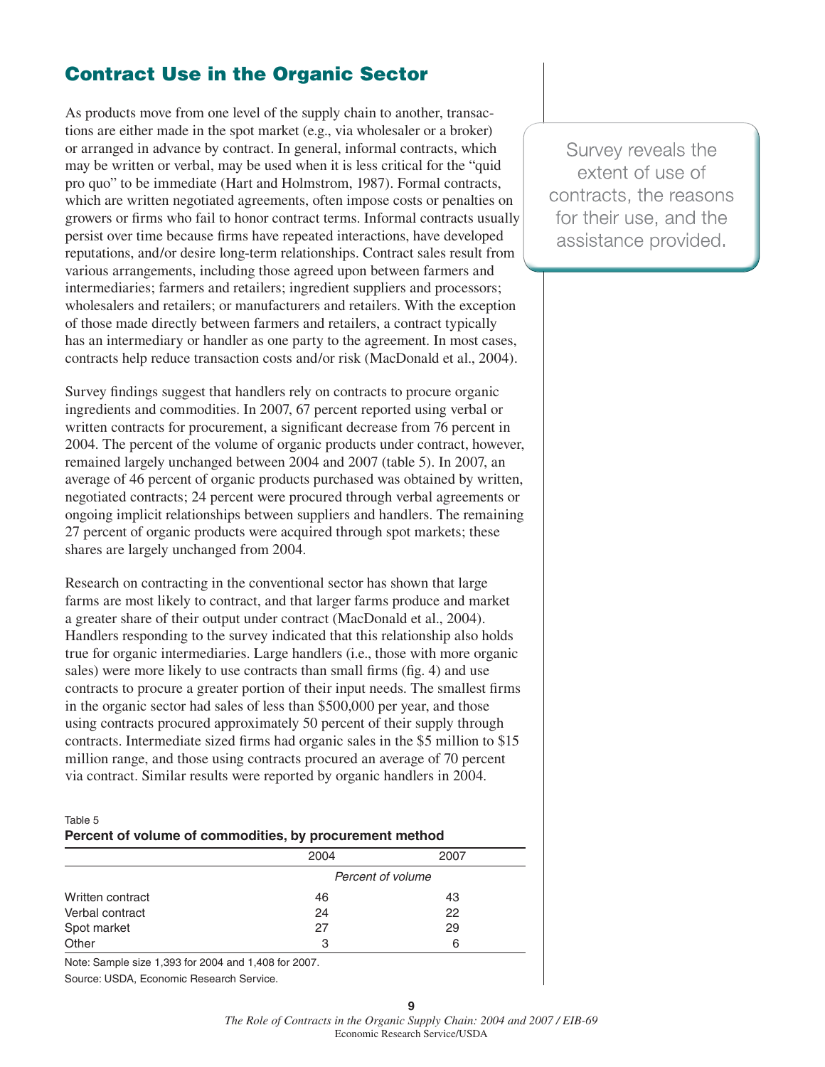## Contract Use in the Organic Sector

As products move from one level of the supply chain to another, transactions are either made in the spot market (e.g., via wholesaler or a broker) or arranged in advance by contract. In general, informal contracts, which may be written or verbal, may be used when it is less critical for the "quid pro quo" to be immediate (Hart and Holmstrom, 1987). Formal contracts, which are written negotiated agreements, often impose costs or penalties on growers or firms who fail to honor contract terms. Informal contracts usually persist over time because firms have repeated interactions, have developed reputations, and/or desire long-term relationships. Contract sales result from various arrangements, including those agreed upon between farmers and intermediaries; farmers and retailers; ingredient suppliers and processors; wholesalers and retailers; or manufacturers and retailers. With the exception of those made directly between farmers and retailers, a contract typically has an intermediary or handler as one party to the agreement. In most cases, contracts help reduce transaction costs and/or risk (MacDonald et al., 2004).

Survey reveals the extent of use of contracts, the reasons for their use, and the assistance provided.

Survey findings suggest that handlers rely on contracts to procure organic ingredients and commodities. In 2007, 67 percent reported using verbal or written contracts for procurement, a significant decrease from 76 percent in 2004. The percent of the volume of organic products under contract, however, remained largely unchanged between 2004 and 2007 (table 5). In 2007, an average of 46 percent of organic products purchased was obtained by written, negotiated contracts; 24 percent were procured through verbal agreements or ongoing implicit relationships between suppliers and handlers. The remaining 27 percent of organic products were acquired through spot markets; these shares are largely unchanged from 2004.

Research on contracting in the conventional sector has shown that large farms are most likely to contract, and that larger farms produce and market a greater share of their output under contract (MacDonald et al., 2004). Handlers responding to the survey indicated that this relationship also holds true for organic intermediaries. Large handlers (i.e., those with more organic sales) were more likely to use contracts than small firms (fig. 4) and use contracts to procure a greater portion of their input needs. The smallest firms in the organic sector had sales of less than $500,000 per year, and those using contracts procured approximately 50 percent of their supply through contracts. Intermediate sized firms had organic sales in the $5 million to $15 million range, and those using contracts procured an average of 70 percent via contract. Similar results were reported by organic handlers in 2004.

Table 5
**Percent of volume of commodities, by procurement method**

| | 2004 | 2007 |
|---|---|---|
| | *Percent of volume* | |
| Written contract | 46 | 43 |
| Verbal contract | 24 | 22 |
| Spot market | 27 | 29 |
| Other | 3 | 6 |

Note: Sample size 1,393 for 2004 and 1,408 for 2007.

Source: USDA, Economic Research Service.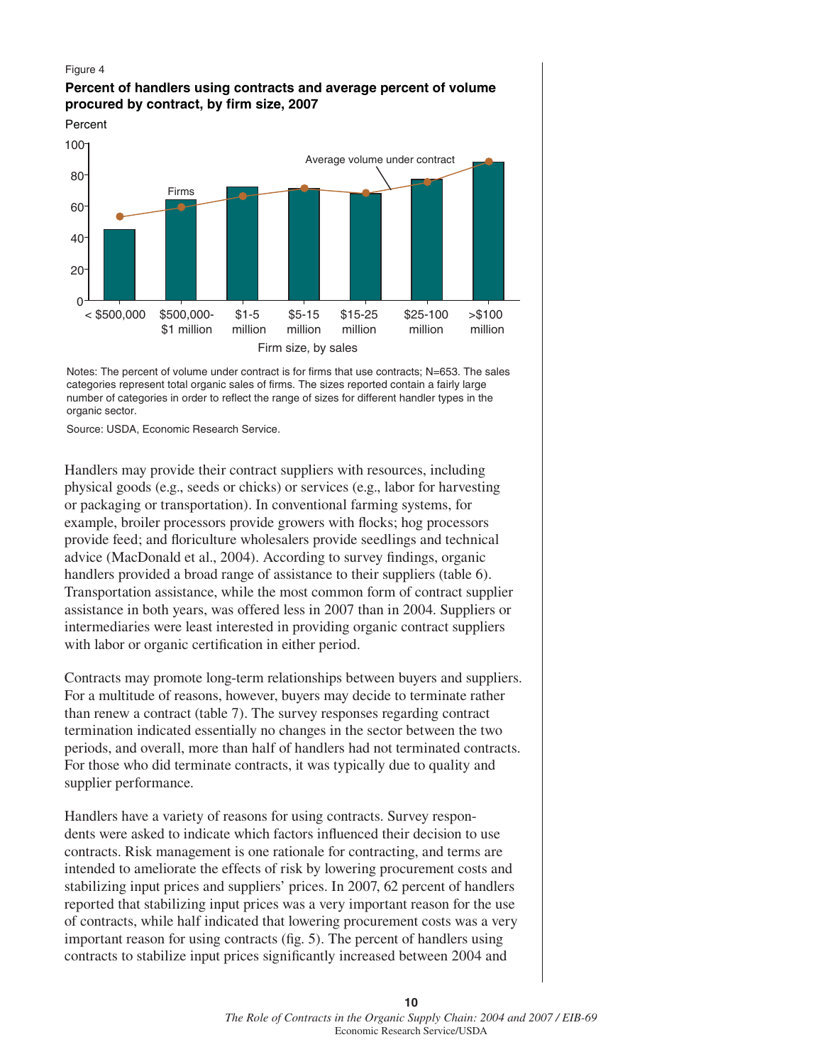Figure 4

**Percent of handlers using contracts and average percent of volume procured by contract, by firm size, 2007**

Notes: The percent of volume under contract is for firms that use contracts; N=653. The sales categories represent total organic sales of firms. The sizes reported contain a fairly large number of categories in order to reflect the range of sizes for different handler types in the organic sector.

Source: USDA, Economic Research Service.

Handlers may provide their contract suppliers with resources, including physical goods (e.g., seeds or chicks) or services (e.g., labor for harvesting or packaging or transportation). In conventional farming systems, for example, broiler processors provide growers with flocks; hog processors provide feed; and floriculture wholesalers provide seedlings and technical advice (MacDonald et al., 2004). According to survey findings, organic handlers provided a broad range of assistance to their suppliers (table 6). Transportation assistance, while the most common form of contract supplier assistance in both years, was offered less in 2007 than in 2004. Suppliers or intermediaries were least interested in providing organic contract suppliers with labor or organic certification in either period.

Contracts may promote long-term relationships between buyers and suppliers. For a multitude of reasons, however, buyers may decide to terminate rather than renew a contract (table 7). The survey responses regarding contract termination indicated essentially no changes in the sector between the two periods, and overall, more than half of handlers had not terminated contracts. For those who did terminate contracts, it was typically due to quality and supplier performance.

Handlers have a variety of reasons for using contracts. Survey respondents were asked to indicate which factors influenced their decision to use contracts. Risk management is one rationale for contracting, and terms are intended to ameliorate the effects of risk by lowering procurement costs and stabilizing input prices and suppliers' prices. In 2007, 62 percent of handlers reported that stabilizing input prices was a very important reason for the use of contracts, while half indicated that lowering procurement costs was a very important reason for using contracts (fig. 5). The percent of handlers using contracts to stabilize input prices significantly increased between 2004 and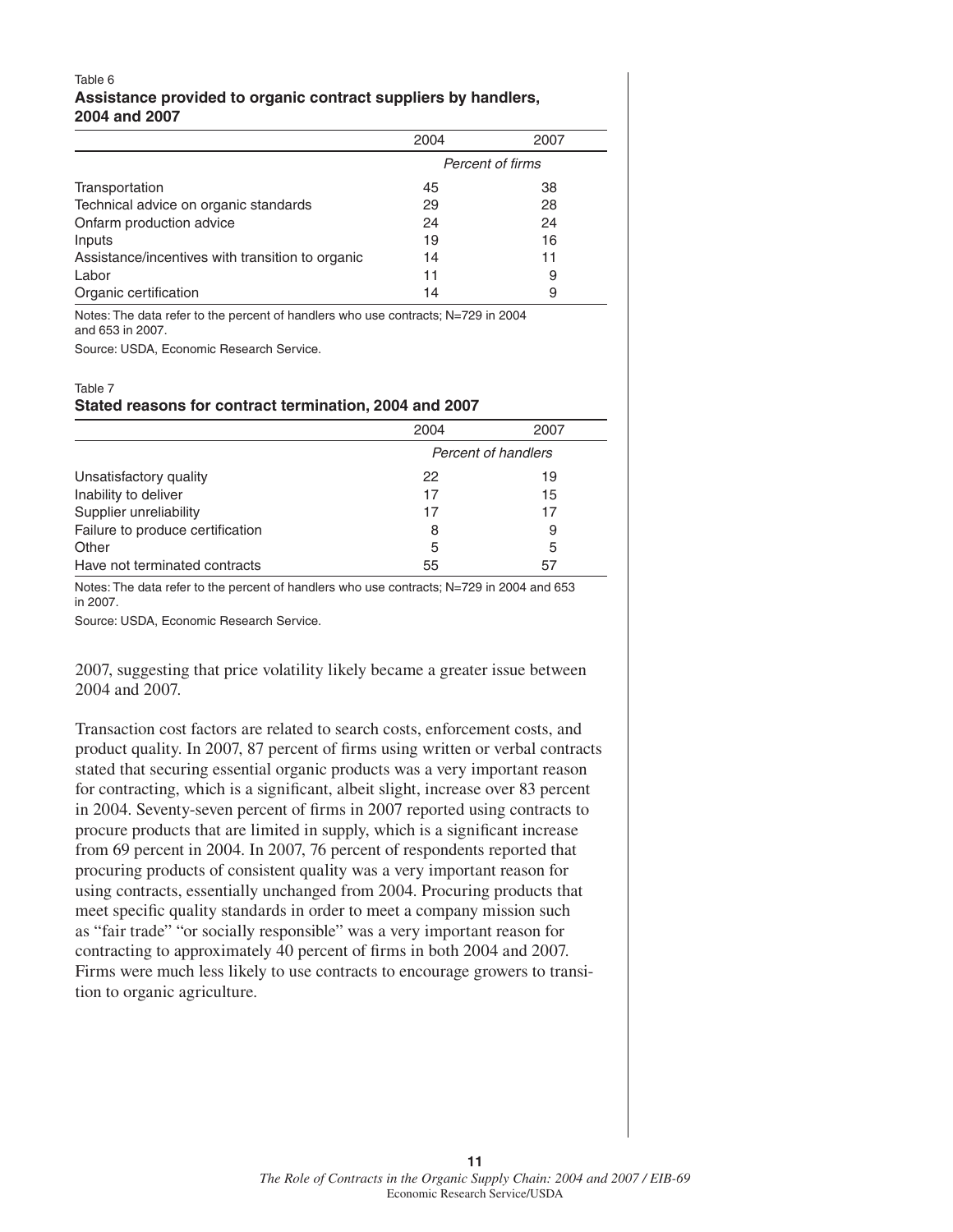Table 6

**Assistance provided to organic contract suppliers by handlers, 2004 and 2007**

| | 2004 | 2007 |
|---|---|---|
| | *Percent of firms* | |
| Transportation | 45 | 38 |
| Technical advice on organic standards | 29 | 28 |
| Onfarm production advice | 24 | 24 |
| Inputs | 19 | 16 |
| Assistance/incentives with transition to organic | 14 | 11 |
| Labor | 11 | 9 |
| Organic certification | 14 | 9 |

Notes: The data refer to the percent of handlers who use contracts; N=729 in 2004 and 653 in 2007.

Source: USDA, Economic Research Service.

Table 7

**Stated reasons for contract termination, 2004 and 2007**

| | 2004 | 2007 |
|---|---|---|
| | *Percent of handlers* | |
| Unsatisfactory quality | 22 | 19 |
| Inability to deliver | 17 | 15 |
| Supplier unreliability | 17 | 17 |
| Failure to produce certification | 8 | 9 |
| Other | 5 | 5 |
| Have not terminated contracts | 55 | 57 |

Notes: The data refer to the percent of handlers who use contracts; N=729 in 2004 and 653 in 2007.

Source: USDA, Economic Research Service.

2007, suggesting that price volatility likely became a greater issue between 2004 and 2007.

Transaction cost factors are related to search costs, enforcement costs, and product quality. In 2007, 87 percent of firms using written or verbal contracts stated that securing essential organic products was a very important reason for contracting, which is a significant, albeit slight, increase over 83 percent in 2004. Seventy-seven percent of firms in 2007 reported using contracts to procure products that are limited in supply, which is a significant increase from 69 percent in 2004. In 2007, 76 percent of respondents reported that procuring products of consistent quality was a very important reason for using contracts, essentially unchanged from 2004. Procuring products that meet specific quality standards in order to meet a company mission such as "fair trade" "or socially responsible" was a very important reason for contracting to approximately 40 percent of firms in both 2004 and 2007. Firms were much less likely to use contracts to encourage growers to transition to organic agriculture.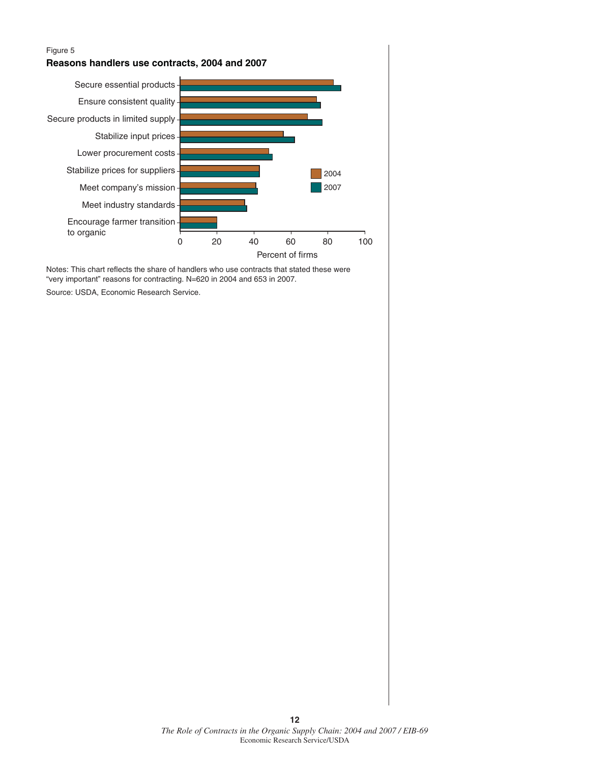Figure 5

**Reasons handlers use contracts, 2004 and 2007**

Notes: This chart reflects the share of handlers who use contracts that stated these were "very important" reasons for contracting. N=620 in 2004 and 653 in 2007.

Source: USDA, Economic Research Service.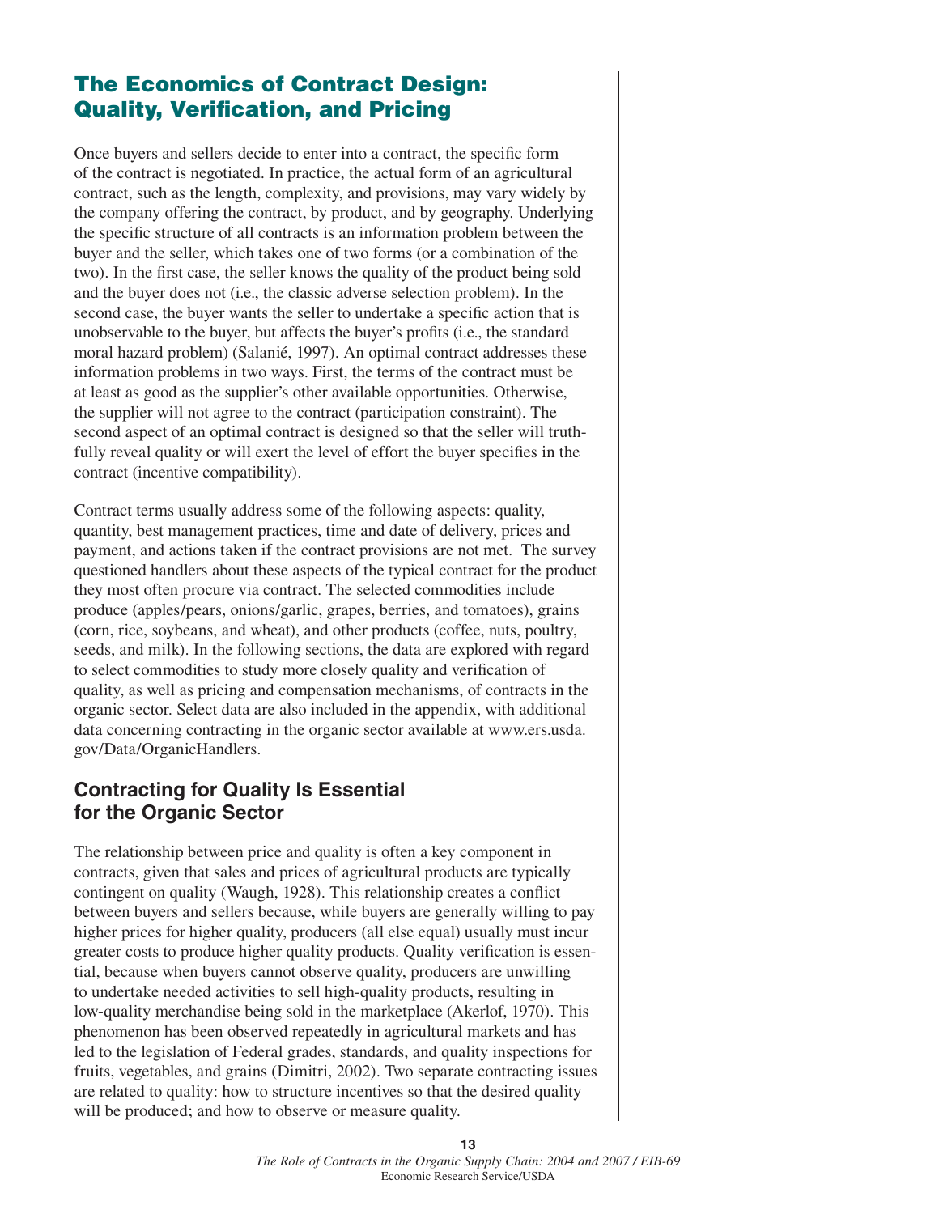# The Economics of Contract Design: Quality, Verification, and Pricing

Once buyers and sellers decide to enter into a contract, the specific form of the contract is negotiated. In practice, the actual form of an agricultural contract, such as the length, complexity, and provisions, may vary widely by the company offering the contract, by product, and by geography. Underlying the specific structure of all contracts is an information problem between the buyer and the seller, which takes one of two forms (or a combination of the two). In the first case, the seller knows the quality of the product being sold and the buyer does not (i.e., the classic adverse selection problem). In the second case, the buyer wants the seller to undertake a specific action that is unobservable to the buyer, but affects the buyer's profits (i.e., the standard moral hazard problem) (Salanié, 1997). An optimal contract addresses these information problems in two ways. First, the terms of the contract must be at least as good as the supplier's other available opportunities. Otherwise, the supplier will not agree to the contract (participation constraint). The second aspect of an optimal contract is designed so that the seller will truthfully reveal quality or will exert the level of effort the buyer specifies in the contract (incentive compatibility).

Contract terms usually address some of the following aspects: quality, quantity, best management practices, time and date of delivery, prices and payment, and actions taken if the contract provisions are not met. The survey questioned handlers about these aspects of the typical contract for the product they most often procure via contract. The selected commodities include produce (apples/pears, onions/garlic, grapes, berries, and tomatoes), grains (corn, rice, soybeans, and wheat), and other products (coffee, nuts, poultry, seeds, and milk). In the following sections, the data are explored with regard to select commodities to study more closely quality and verification of quality, as well as pricing and compensation mechanisms, of contracts in the organic sector. Select data are also included in the appendix, with additional data concerning contracting in the organic sector available at www.ers.usda.gov/Data/OrganicHandlers.

## Contracting for Quality Is Essential for the Organic Sector

The relationship between price and quality is often a key component in contracts, given that sales and prices of agricultural products are typically contingent on quality (Waugh, 1928). This relationship creates a conflict between buyers and sellers because, while buyers are generally willing to pay higher prices for higher quality, producers (all else equal) usually must incur greater costs to produce higher quality products. Quality verification is essential, because when buyers cannot observe quality, producers are unwilling to undertake needed activities to sell high-quality products, resulting in low-quality merchandise being sold in the marketplace (Akerlof, 1970). This phenomenon has been observed repeatedly in agricultural markets and has led to the legislation of Federal grades, standards, and quality inspections for fruits, vegetables, and grains (Dimitri, 2002). Two separate contracting issues are related to quality: how to structure incentives so that the desired quality will be produced; and how to observe or measure quality.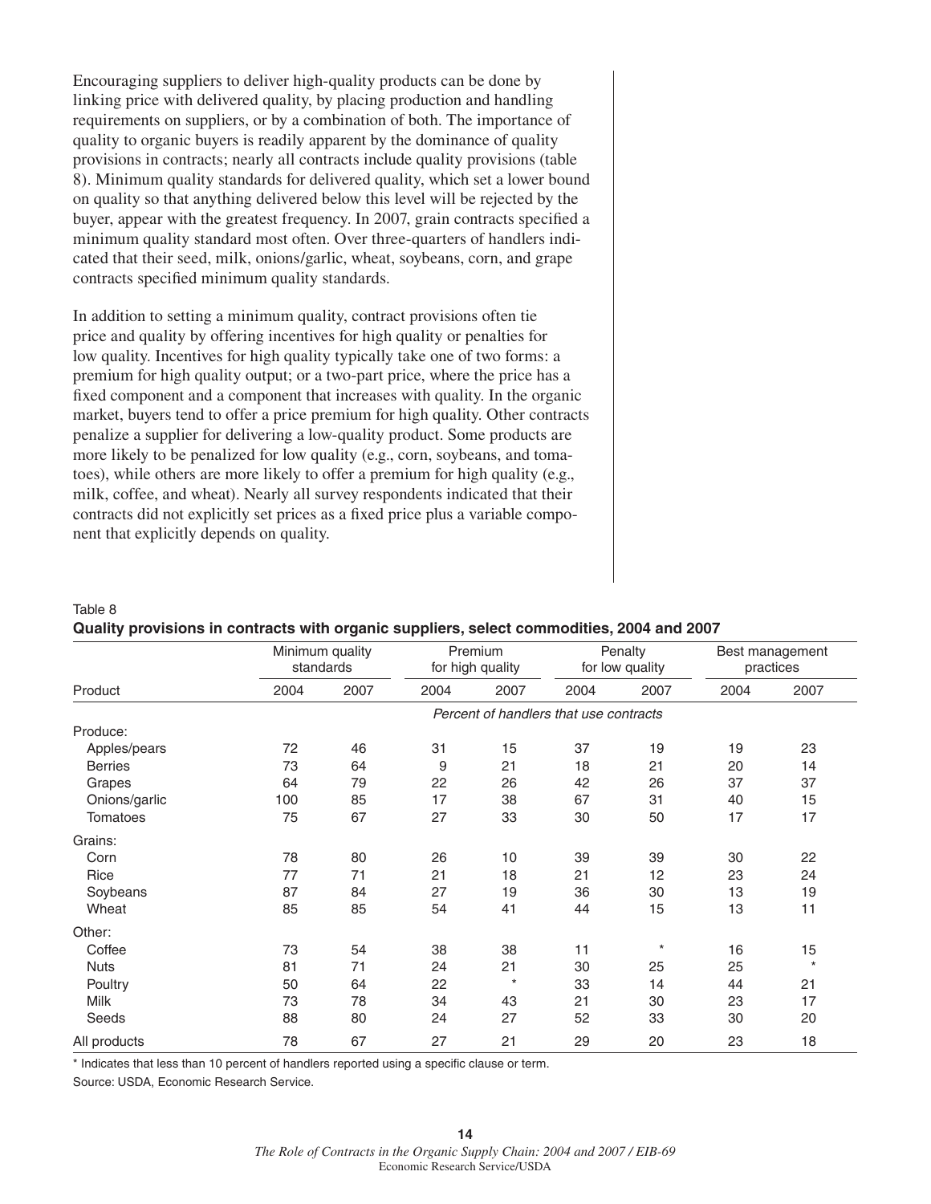Encouraging suppliers to deliver high-quality products can be done by linking price with delivered quality, by placing production and handling requirements on suppliers, or by a combination of both. The importance of quality to organic buyers is readily apparent by the dominance of quality provisions in contracts; nearly all contracts include quality provisions (table 8). Minimum quality standards for delivered quality, which set a lower bound on quality so that anything delivered below this level will be rejected by the buyer, appear with the greatest frequency. In 2007, grain contracts specified a minimum quality standard most often. Over three-quarters of handlers indicated that their seed, milk, onions/garlic, wheat, soybeans, corn, and grape contracts specified minimum quality standards.

In addition to setting a minimum quality, contract provisions often tie price and quality by offering incentives for high quality or penalties for low quality. Incentives for high quality typically take one of two forms: a premium for high quality output; or a two-part price, where the price has a fixed component and a component that increases with quality. In the organic market, buyers tend to offer a price premium for high quality. Other contracts penalize a supplier for delivering a low-quality product. Some products are more likely to be penalized for low quality (e.g., corn, soybeans, and tomatoes), while others are more likely to offer a premium for high quality (e.g., milk, coffee, and wheat). Nearly all survey respondents indicated that their contracts did not explicitly set prices as a fixed price plus a variable component that explicitly depends on quality.

Table 8
**Quality provisions in contracts with organic suppliers, select commodities, 2004 and 2007**

| Product | Minimum quality standards | | Premium for high quality | | Penalty for low quality | | Best management practices | |
|---|---|---|---|---|---|---|---|---|
| | 2004 | 2007 | 2004 | 2007 | 2004 | 2007 | 2004 | 2007 |
| | *Percent of handlers that use contracts* | | | | | | | |
| Produce: | | | | | | | | |
| Apples/pears | 72 | 46 | 31 | 15 | 37 | 19 | 19 | 23 |
| Berries | 73 | 64 | 9 | 21 | 18 | 21 | 20 | 14 |
| Grapes | 64 | 79 | 22 | 26 | 42 | 26 | 37 | 37 |
| Onions/garlic | 100 | 85 | 17 | 38 | 67 | 31 | 40 | 15 |
| Tomatoes | 75 | 67 | 27 | 33 | 30 | 50 | 17 | 17 |
| Grains: | | | | | | | | |
| Corn | 78 | 80 | 26 | 10 | 39 | 39 | 30 | 22 |
| Rice | 77 | 71 | 21 | 18 | 21 | 12 | 23 | 24 |
| Soybeans | 87 | 84 | 27 | 19 | 36 | 30 | 13 | 19 |
| Wheat | 85 | 85 | 54 | 41 | 44 | 15 | 13 | 11 |
| Other: | | | | | | | | |
| Coffee | 73 | 54 | 38 | 38 | 11 | * | 16 | 15 |
| Nuts | 81 | 71 | 24 | 21 | 30 | 25 | 25 | * |
| Poultry | 50 | 64 | 22 | * | 33 | 14 | 44 | 21 |
| Milk | 73 | 78 | 34 | 43 | 21 | 30 | 23 | 17 |
| Seeds | 88 | 80 | 24 | 27 | 52 | 33 | 30 | 20 |
| All products | 78 | 67 | 27 | 21 | 29 | 20 | 23 | 18 |

* Indicates that less than 10 percent of handlers reported using a specific clause or term.

Source: USDA, Economic Research Service.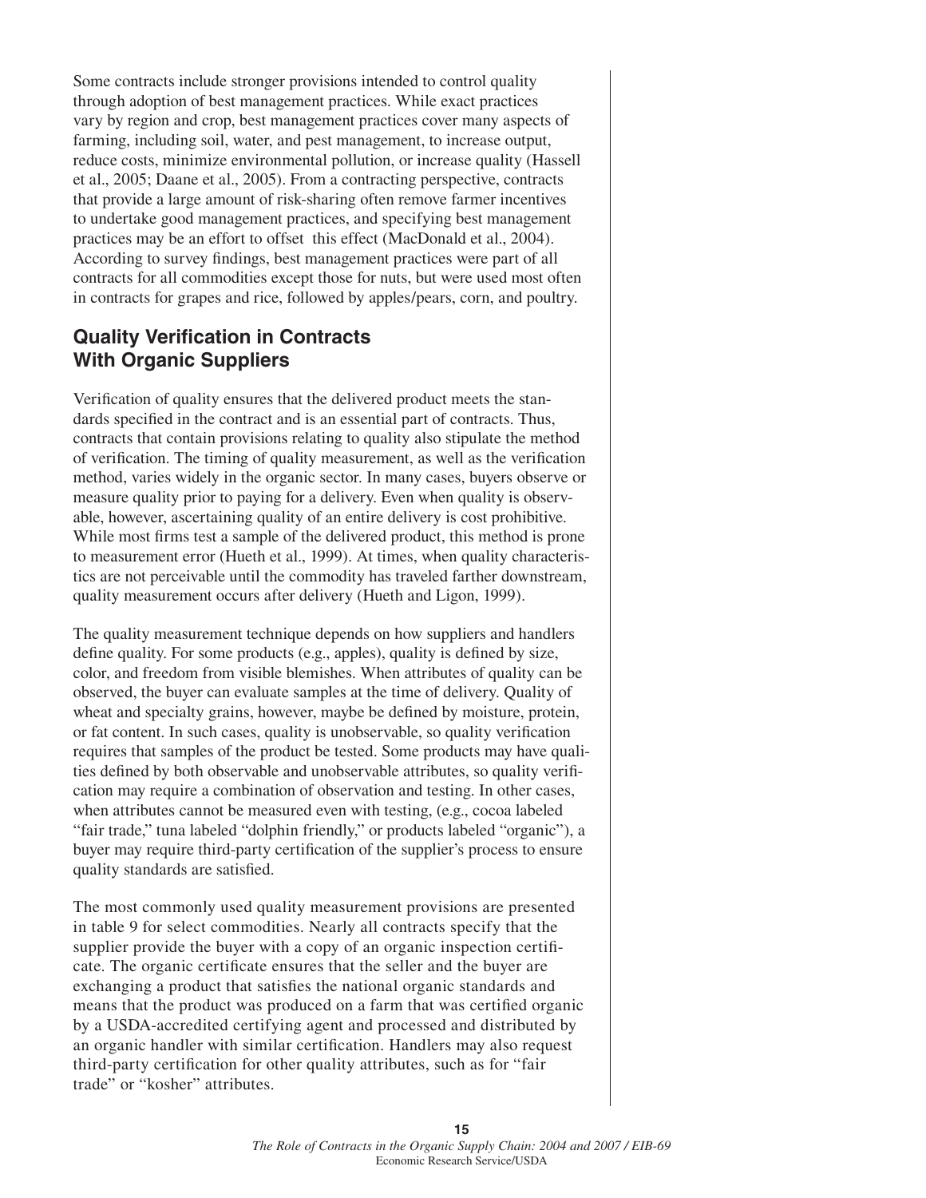Some contracts include stronger provisions intended to control quality through adoption of best management practices. While exact practices vary by region and crop, best management practices cover many aspects of farming, including soil, water, and pest management, to increase output, reduce costs, minimize environmental pollution, or increase quality (Hassell et al., 2005; Daane et al., 2005). From a contracting perspective, contracts that provide a large amount of risk-sharing often remove farmer incentives to undertake good management practices, and specifying best management practices may be an effort to offset this effect (MacDonald et al., 2004). According to survey findings, best management practices were part of all contracts for all commodities except those for nuts, but were used most often in contracts for grapes and rice, followed by apples/pears, corn, and poultry.

## Quality Verification in Contracts With Organic Suppliers

Verification of quality ensures that the delivered product meets the standards specified in the contract and is an essential part of contracts. Thus, contracts that contain provisions relating to quality also stipulate the method of verification. The timing of quality measurement, as well as the verification method, varies widely in the organic sector. In many cases, buyers observe or measure quality prior to paying for a delivery. Even when quality is observable, however, ascertaining quality of an entire delivery is cost prohibitive. While most firms test a sample of the delivered product, this method is prone to measurement error (Hueth et al., 1999). At times, when quality characteristics are not perceivable until the commodity has traveled farther downstream, quality measurement occurs after delivery (Hueth and Ligon, 1999).

The quality measurement technique depends on how suppliers and handlers define quality. For some products (e.g., apples), quality is defined by size, color, and freedom from visible blemishes. When attributes of quality can be observed, the buyer can evaluate samples at the time of delivery. Quality of wheat and specialty grains, however, maybe be defined by moisture, protein, or fat content. In such cases, quality is unobservable, so quality verification requires that samples of the product be tested. Some products may have qualities defined by both observable and unobservable attributes, so quality verification may require a combination of observation and testing. In other cases, when attributes cannot be measured even with testing, (e.g., cocoa labeled "fair trade," tuna labeled "dolphin friendly," or products labeled "organic"), a buyer may require third-party certification of the supplier's process to ensure quality standards are satisfied.

The most commonly used quality measurement provisions are presented in table 9 for select commodities. Nearly all contracts specify that the supplier provide the buyer with a copy of an organic inspection certificate. The organic certificate ensures that the seller and the buyer are exchanging a product that satisfies the national organic standards and means that the product was produced on a farm that was certified organic by a USDA-accredited certifying agent and processed and distributed by an organic handler with similar certification. Handlers may also request third-party certification for other quality attributes, such as for "fair trade" or "kosher" attributes.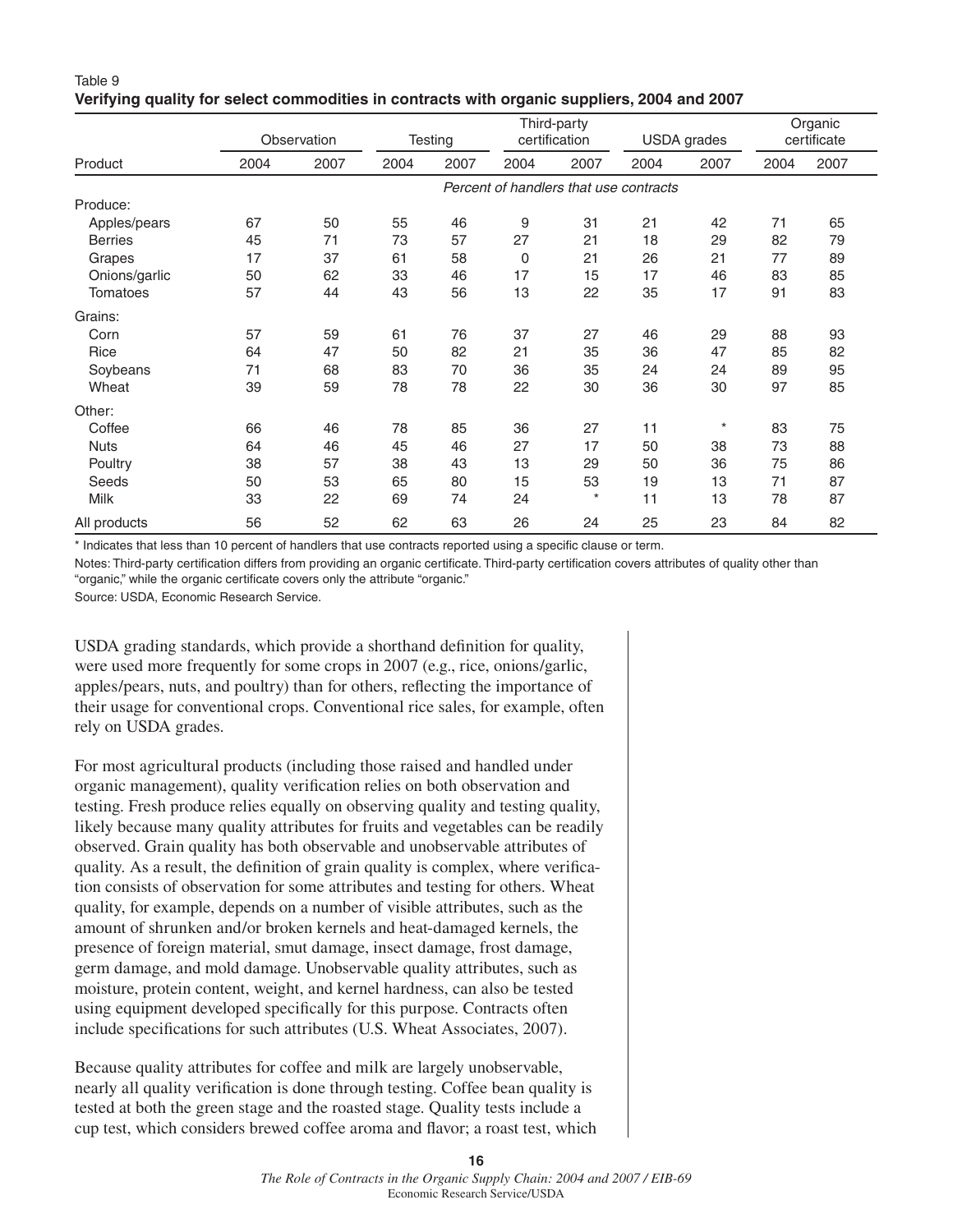Table 9

**Verifying quality for select commodities in contracts with organic suppliers, 2004 and 2007**

| | Observation | | Testing | | Third-party certification | | USDA grades | | Organic certificate | |
|---|---|---|---|---|---|---|---|---|---|---|
| Product | 2004 | 2007 | 2004 | 2007 | 2004 | 2007 | 2004 | 2007 | 2004 | 2007 |
| | *Percent of handlers that use contracts* | | | | | | | | | |
| Produce: | | | | | | | | | | |
| Apples/pears | 67 | 50 | 55 | 46 | 9 | 31 | 21 | 42 | 71 | 65 |
| Berries | 45 | 71 | 73 | 57 | 27 | 21 | 18 | 29 | 82 | 79 |
| Grapes | 17 | 37 | 61 | 58 | 0 | 21 | 26 | 21 | 77 | 89 |
| Onions/garlic | 50 | 62 | 33 | 46 | 17 | 15 | 17 | 46 | 83 | 85 |
| Tomatoes | 57 | 44 | 43 | 56 | 13 | 22 | 35 | 17 | 91 | 83 |
| Grains: | | | | | | | | | | |
| Corn | 57 | 59 | 61 | 76 | 37 | 27 | 46 | 29 | 88 | 93 |
| Rice | 64 | 47 | 50 | 82 | 21 | 35 | 36 | 47 | 85 | 82 |
| Soybeans | 71 | 68 | 83 | 70 | 36 | 35 | 24 | 24 | 89 | 95 |
| Wheat | 39 | 59 | 78 | 78 | 22 | 30 | 36 | 30 | 97 | 85 |
| Other: | | | | | | | | | | |
| Coffee | 66 | 46 | 78 | 85 | 36 | 27 | 11 | * | 83 | 75 |
| Nuts | 64 | 46 | 45 | 46 | 27 | 17 | 50 | 38 | 73 | 88 |
| Poultry | 38 | 57 | 38 | 43 | 13 | 29 | 50 | 36 | 75 | 86 |
| Seeds | 50 | 53 | 65 | 80 | 15 | 53 | 19 | 13 | 71 | 87 |
| Milk | 33 | 22 | 69 | 74 | 24 | * | 11 | 13 | 78 | 87 |
| All products | 56 | 52 | 62 | 63 | 26 | 24 | 25 | 23 | 84 | 82 |

\* Indicates that less than 10 percent of handlers that use contracts reported using a specific clause or term.

Notes: Third-party certification differs from providing an organic certificate. Third-party certification covers attributes of quality other than "organic," while the organic certificate covers only the attribute "organic."

Source: USDA, Economic Research Service.

USDA grading standards, which provide a shorthand definition for quality, were used more frequently for some crops in 2007 (e.g., rice, onions/garlic, apples/pears, nuts, and poultry) than for others, reflecting the importance of their usage for conventional crops. Conventional rice sales, for example, often rely on USDA grades.

For most agricultural products (including those raised and handled under organic management), quality verification relies on both observation and testing. Fresh produce relies equally on observing quality and testing quality, likely because many quality attributes for fruits and vegetables can be readily observed. Grain quality has both observable and unobservable attributes of quality. As a result, the definition of grain quality is complex, where verification consists of observation for some attributes and testing for others. Wheat quality, for example, depends on a number of visible attributes, such as the amount of shrunken and/or broken kernels and heat-damaged kernels, the presence of foreign material, smut damage, insect damage, frost damage, germ damage, and mold damage. Unobservable quality attributes, such as moisture, protein content, weight, and kernel hardness, can also be tested using equipment developed specifically for this purpose. Contracts often include specifications for such attributes (U.S. Wheat Associates, 2007).

Because quality attributes for coffee and milk are largely unobservable, nearly all quality verification is done through testing. Coffee bean quality is tested at both the green stage and the roasted stage. Quality tests include a cup test, which considers brewed coffee aroma and flavor; a roast test, which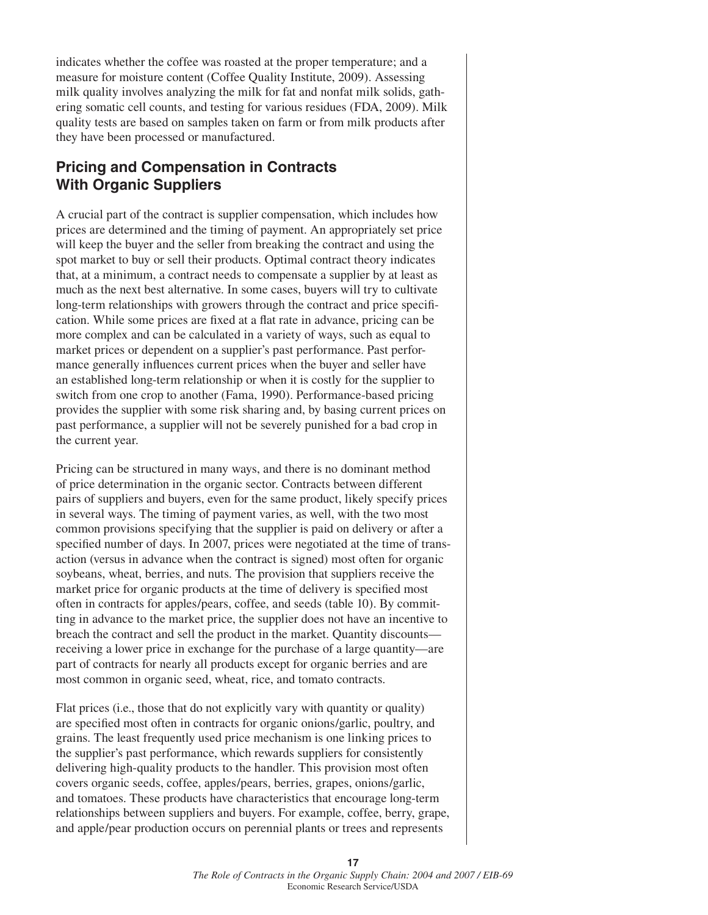indicates whether the coffee was roasted at the proper temperature; and a measure for moisture content (Coffee Quality Institute, 2009). Assessing milk quality involves analyzing the milk for fat and nonfat milk solids, gathering somatic cell counts, and testing for various residues (FDA, 2009). Milk quality tests are based on samples taken on farm or from milk products after they have been processed or manufactured.

## Pricing and Compensation in Contracts With Organic Suppliers

A crucial part of the contract is supplier compensation, which includes how prices are determined and the timing of payment. An appropriately set price will keep the buyer and the seller from breaking the contract and using the spot market to buy or sell their products. Optimal contract theory indicates that, at a minimum, a contract needs to compensate a supplier by at least as much as the next best alternative. In some cases, buyers will try to cultivate long-term relationships with growers through the contract and price specification. While some prices are fixed at a flat rate in advance, pricing can be more complex and can be calculated in a variety of ways, such as equal to market prices or dependent on a supplier's past performance. Past performance generally influences current prices when the buyer and seller have an established long-term relationship or when it is costly for the supplier to switch from one crop to another (Fama, 1990). Performance-based pricing provides the supplier with some risk sharing and, by basing current prices on past performance, a supplier will not be severely punished for a bad crop in the current year.

Pricing can be structured in many ways, and there is no dominant method of price determination in the organic sector. Contracts between different pairs of suppliers and buyers, even for the same product, likely specify prices in several ways. The timing of payment varies, as well, with the two most common provisions specifying that the supplier is paid on delivery or after a specified number of days. In 2007, prices were negotiated at the time of transaction (versus in advance when the contract is signed) most often for organic soybeans, wheat, berries, and nuts. The provision that suppliers receive the market price for organic products at the time of delivery is specified most often in contracts for apples/pears, coffee, and seeds (table 10). By committing in advance to the market price, the supplier does not have an incentive to breach the contract and sell the product in the market. Quantity discounts—receiving a lower price in exchange for the purchase of a large quantity—are part of contracts for nearly all products except for organic berries and are most common in organic seed, wheat, rice, and tomato contracts.

Flat prices (i.e., those that do not explicitly vary with quantity or quality) are specified most often in contracts for organic onions/garlic, poultry, and grains. The least frequently used price mechanism is one linking prices to the supplier's past performance, which rewards suppliers for consistently delivering high-quality products to the handler. This provision most often covers organic seeds, coffee, apples/pears, berries, grapes, onions/garlic, and tomatoes. These products have characteristics that encourage long-term relationships between suppliers and buyers. For example, coffee, berry, grape, and apple/pear production occurs on perennial plants or trees and represents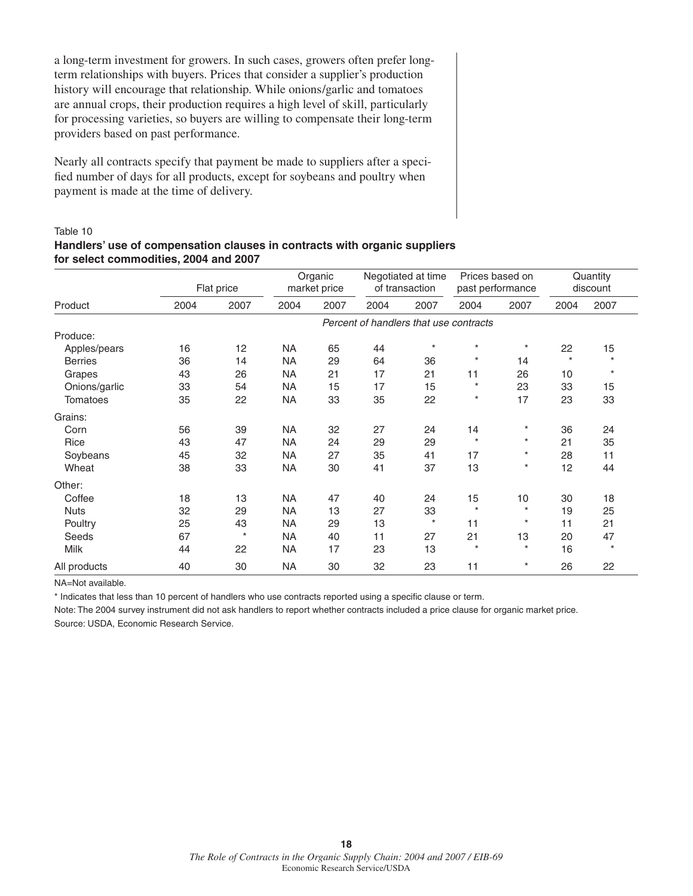a long-term investment for growers. In such cases, growers often prefer long-term relationships with buyers. Prices that consider a supplier's production history will encourage that relationship. While onions/garlic and tomatoes are annual crops, their production requires a high level of skill, particularly for processing varieties, so buyers are willing to compensate their long-term providers based on past performance.

Nearly all contracts specify that payment be made to suppliers after a specified number of days for all products, except for soybeans and poultry when payment is made at the time of delivery.

Table 10
**Handlers' use of compensation clauses in contracts with organic suppliers for select commodities, 2004 and 2007**

| | Flat price | | Organic market price | | Negotiated at time of transaction | | Prices based on past performance | | Quantity discount | |
|---|---|---|---|---|---|---|---|---|---|---|
| Product | 2004 | 2007 | 2004 | 2007 | 2004 | 2007 | 2004 | 2007 | 2004 | 2007 |
| | *Percent of handlers that use contracts* | | | | | | | | | |
| Produce: | | | | | | | | | | |
| Apples/pears | 16 | 12 | NA | 65 | 44 | * | * | * | 22 | 15 |
| Berries | 36 | 14 | NA | 29 | 64 | 36 | * | 14 | * | * |
| Grapes | 43 | 26 | NA | 21 | 17 | 21 | 11 | 26 | 10 | * |
| Onions/garlic | 33 | 54 | NA | 15 | 17 | 15 | * | 23 | 33 | 15 |
| Tomatoes | 35 | 22 | NA | 33 | 35 | 22 | * | 17 | 23 | 33 |
| Grains: | | | | | | | | | | |
| Corn | 56 | 39 | NA | 32 | 27 | 24 | 14 | * | 36 | 24 |
| Rice | 43 | 47 | NA | 24 | 29 | 29 | * | * | 21 | 35 |
| Soybeans | 45 | 32 | NA | 27 | 35 | 41 | 17 | * | 28 | 11 |
| Wheat | 38 | 33 | NA | 30 | 41 | 37 | 13 | * | 12 | 44 |
| Other: | | | | | | | | | | |
| Coffee | 18 | 13 | NA | 47 | 40 | 24 | 15 | 10 | 30 | 18 |
| Nuts | 32 | 29 | NA | 13 | 27 | 33 | * | * | 19 | 25 |
| Poultry | 25 | 43 | NA | 29 | 13 | * | 11 | * | 11 | 21 |
| Seeds | 67 | * | NA | 40 | 11 | 27 | 21 | 13 | 20 | 47 |
| Milk | 44 | 22 | NA | 17 | 23 | 13 | * | * | 16 | * |
| All products | 40 | 30 | NA | 30 | 32 | 23 | 11 | * | 26 | 22 |

NA=Not available.

* Indicates that less than 10 percent of handlers who use contracts reported using a specific clause or term.

Note: The 2004 survey instrument did not ask handlers to report whether contracts included a price clause for organic market price.

Source: USDA, Economic Research Service.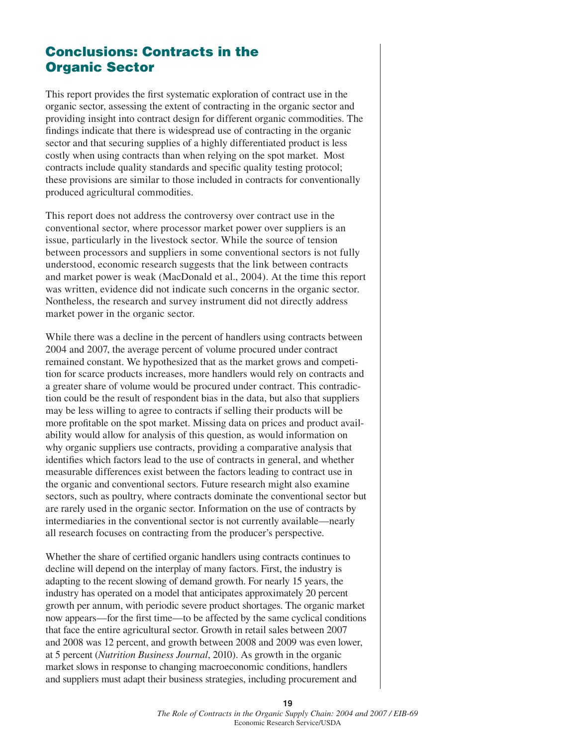## Conclusions: Contracts in the Organic Sector

This report provides the first systematic exploration of contract use in the organic sector, assessing the extent of contracting in the organic sector and providing insight into contract design for different organic commodities. The findings indicate that there is widespread use of contracting in the organic sector and that securing supplies of a highly differentiated product is less costly when using contracts than when relying on the spot market. Most contracts include quality standards and specific quality testing protocol; these provisions are similar to those included in contracts for conventionally produced agricultural commodities.

This report does not address the controversy over contract use in the conventional sector, where processor market power over suppliers is an issue, particularly in the livestock sector. While the source of tension between processors and suppliers in some conventional sectors is not fully understood, economic research suggests that the link between contracts and market power is weak (MacDonald et al., 2004). At the time this report was written, evidence did not indicate such concerns in the organic sector. Nontheless, the research and survey instrument did not directly address market power in the organic sector.

While there was a decline in the percent of handlers using contracts between 2004 and 2007, the average percent of volume procured under contract remained constant. We hypothesized that as the market grows and competition for scarce products increases, more handlers would rely on contracts and a greater share of volume would be procured under contract. This contradiction could be the result of respondent bias in the data, but also that suppliers may be less willing to agree to contracts if selling their products will be more profitable on the spot market. Missing data on prices and product availability would allow for analysis of this question, as would information on why organic suppliers use contracts, providing a comparative analysis that identifies which factors lead to the use of contracts in general, and whether measurable differences exist between the factors leading to contract use in the organic and conventional sectors. Future research might also examine sectors, such as poultry, where contracts dominate the conventional sector but are rarely used in the organic sector. Information on the use of contracts by intermediaries in the conventional sector is not currently available—nearly all research focuses on contracting from the producer's perspective.

Whether the share of certified organic handlers using contracts continues to decline will depend on the interplay of many factors. First, the industry is adapting to the recent slowing of demand growth. For nearly 15 years, the industry has operated on a model that anticipates approximately 20 percent growth per annum, with periodic severe product shortages. The organic market now appears—for the first time—to be affected by the same cyclical conditions that face the entire agricultural sector. Growth in retail sales between 2007 and 2008 was 12 percent, and growth between 2008 and 2009 was even lower, at 5 percent (*Nutrition Business Journal*, 2010). As growth in the organic market slows in response to changing macroeconomic conditions, handlers and suppliers must adapt their business strategies, including procurement and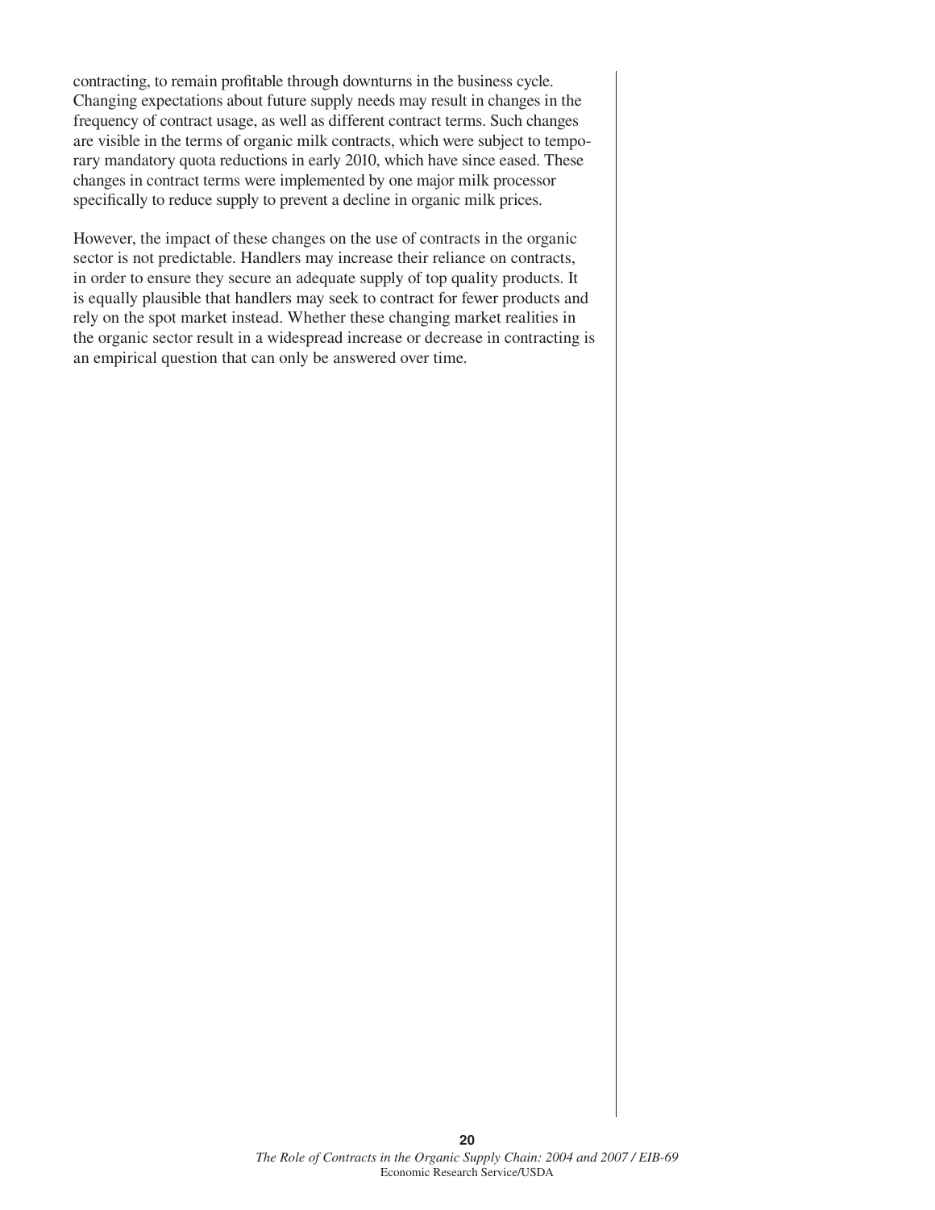contracting, to remain profitable through downturns in the business cycle. Changing expectations about future supply needs may result in changes in the frequency of contract usage, as well as different contract terms. Such changes are visible in the terms of organic milk contracts, which were subject to temporary mandatory quota reductions in early 2010, which have since eased. These changes in contract terms were implemented by one major milk processor specifically to reduce supply to prevent a decline in organic milk prices.

However, the impact of these changes on the use of contracts in the organic sector is not predictable. Handlers may increase their reliance on contracts, in order to ensure they secure an adequate supply of top quality products. It is equally plausible that handlers may seek to contract for fewer products and rely on the spot market instead. Whether these changing market realities in the organic sector result in a widespread increase or decrease in contracting is an empirical question that can only be answered over time.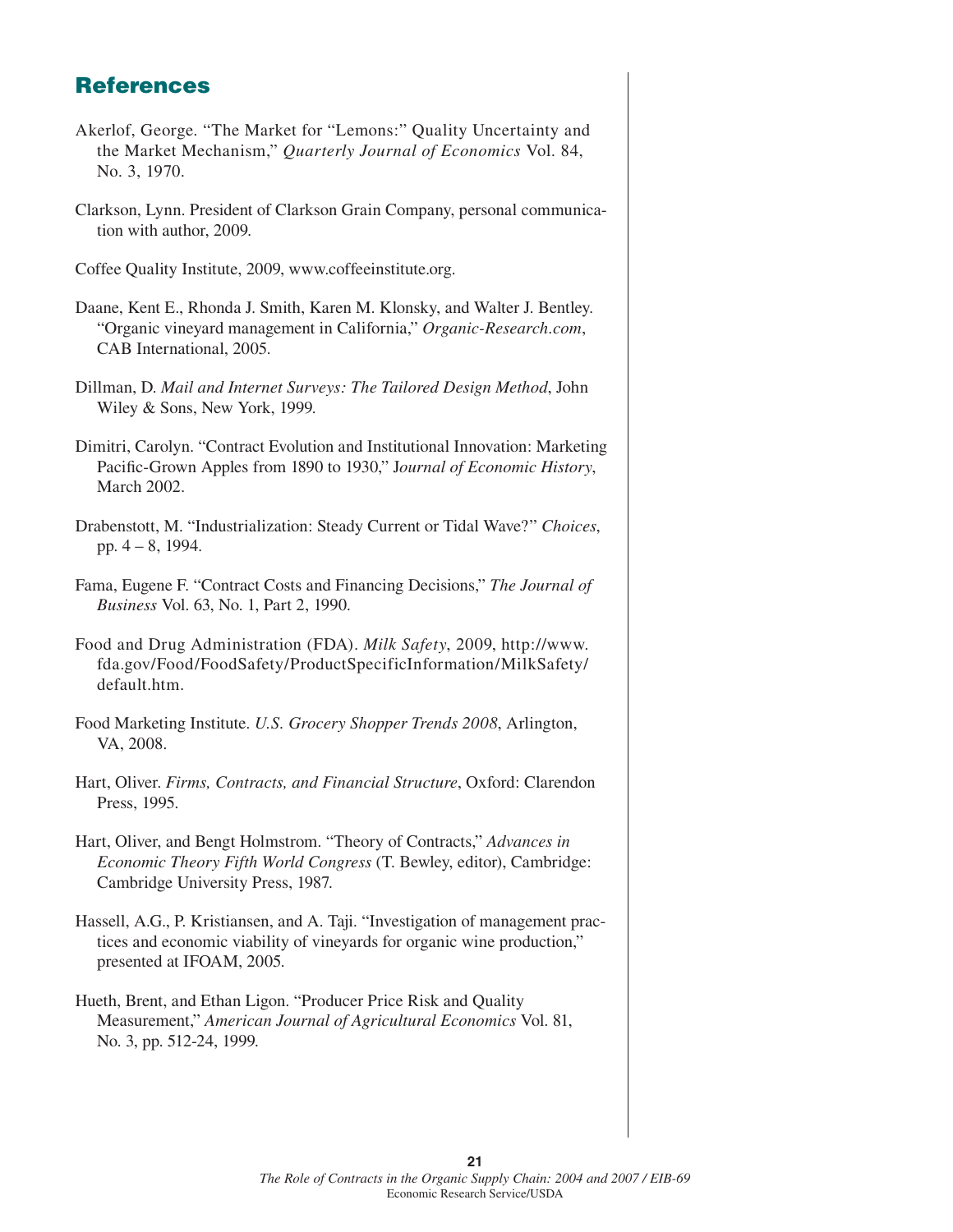## References

Akerlof, George. "The Market for "Lemons:" Quality Uncertainty and the Market Mechanism," *Quarterly Journal of Economics* Vol. 84, No. 3, 1970.

Clarkson, Lynn. President of Clarkson Grain Company, personal communication with author, 2009.

Coffee Quality Institute, 2009, www.coffeeinstitute.org.

Daane, Kent E., Rhonda J. Smith, Karen M. Klonsky, and Walter J. Bentley. "Organic vineyard management in California," *Organic-Research.com*, CAB International, 2005.

Dillman, D. *Mail and Internet Surveys: The Tailored Design Method*, John Wiley & Sons, New York, 1999.

Dimitri, Carolyn. "Contract Evolution and Institutional Innovation: Marketing Pacific-Grown Apples from 1890 to 1930," J*ournal of Economic History*, March 2002.

Drabenstott, M. "Industrialization: Steady Current or Tidal Wave?" *Choices*, pp. 4 – 8, 1994.

Fama, Eugene F. "Contract Costs and Financing Decisions," *The Journal of Business* Vol. 63, No. 1, Part 2, 1990.

Food and Drug Administration (FDA). *Milk Safety*, 2009, http://www.fda.gov/Food/FoodSafety/ProductSpecificInformation/MilkSafety/default.htm.

Food Marketing Institute. *U.S. Grocery Shopper Trends 2008*, Arlington, VA, 2008.

Hart, Oliver. *Firms, Contracts, and Financial Structure*, Oxford: Clarendon Press, 1995.

Hart, Oliver, and Bengt Holmstrom. "Theory of Contracts," *Advances in Economic Theory Fifth World Congress* (T. Bewley, editor), Cambridge: Cambridge University Press, 1987.

Hassell, A.G., P. Kristiansen, and A. Taji. "Investigation of management practices and economic viability of vineyards for organic wine production," presented at IFOAM, 2005.

Hueth, Brent, and Ethan Ligon. "Producer Price Risk and Quality Measurement," *American Journal of Agricultural Economics* Vol. 81, No. 3, pp. 512-24, 1999.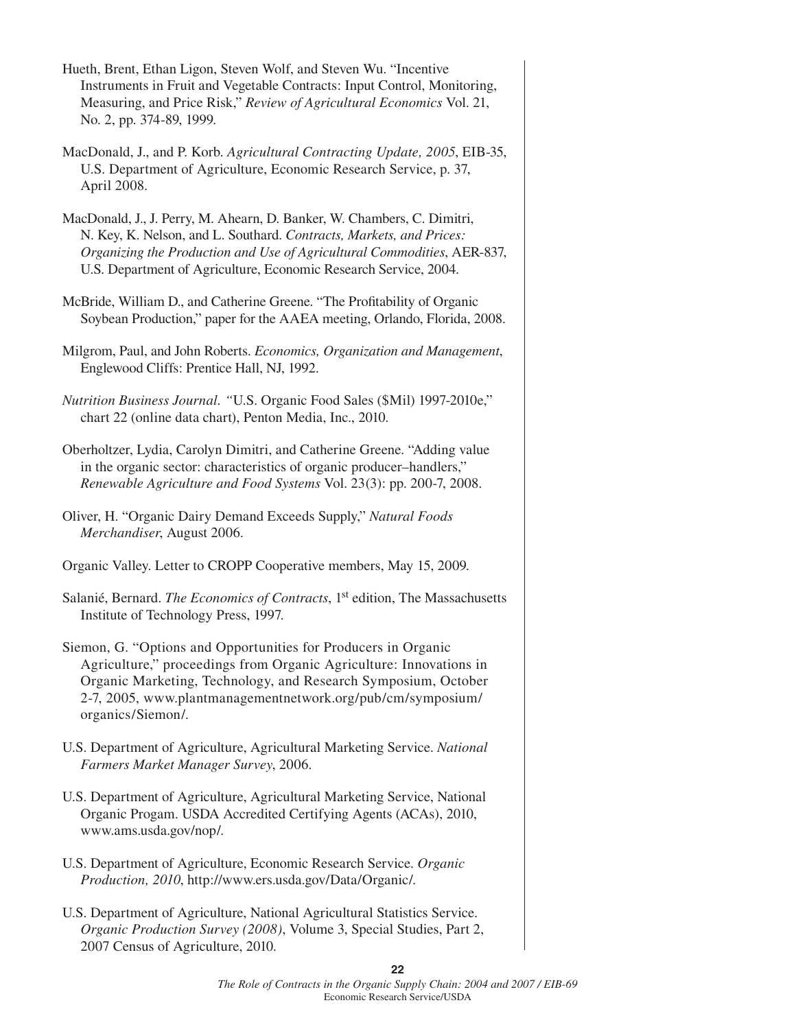Hueth, Brent, Ethan Ligon, Steven Wolf, and Steven Wu. "Incentive Instruments in Fruit and Vegetable Contracts: Input Control, Monitoring, Measuring, and Price Risk," *Review of Agricultural Economics* Vol. 21, No. 2, pp. 374-89, 1999.

MacDonald, J., and P. Korb. *Agricultural Contracting Update, 2005*, EIB-35, U.S. Department of Agriculture, Economic Research Service, p. 37, April 2008.

MacDonald, J., J. Perry, M. Ahearn, D. Banker, W. Chambers, C. Dimitri, N. Key, K. Nelson, and L. Southard. *Contracts, Markets, and Prices: Organizing the Production and Use of Agricultural Commodities*, AER-837, U.S. Department of Agriculture, Economic Research Service, 2004.

McBride, William D., and Catherine Greene. "The Profitability of Organic Soybean Production," paper for the AAEA meeting, Orlando, Florida, 2008.

Milgrom, Paul, and John Roberts. *Economics, Organization and Management*, Englewood Cliffs: Prentice Hall, NJ, 1992.

*Nutrition Business Journal*. "U.S. Organic Food Sales ($Mil) 1997-2010e," chart 22 (online data chart), Penton Media, Inc., 2010.

Oberholtzer, Lydia, Carolyn Dimitri, and Catherine Greene. "Adding value in the organic sector: characteristics of organic producer–handlers," *Renewable Agriculture and Food Systems* Vol. 23(3): pp. 200-7, 2008.

Oliver, H. "Organic Dairy Demand Exceeds Supply," *Natural Foods Merchandiser*, August 2006.

Organic Valley. Letter to CROPP Cooperative members, May 15, 2009.

Salanié, Bernard. *The Economics of Contracts*, 1st edition, The Massachusetts Institute of Technology Press, 1997.

Siemon, G. "Options and Opportunities for Producers in Organic Agriculture," proceedings from Organic Agriculture: Innovations in Organic Marketing, Technology, and Research Symposium, October 2-7, 2005, www.plantmanagementnetwork.org/pub/cm/symposium/organics/Siemon/.

U.S. Department of Agriculture, Agricultural Marketing Service. *National Farmers Market Manager Survey*, 2006.

U.S. Department of Agriculture, Agricultural Marketing Service, National Organic Progam. USDA Accredited Certifying Agents (ACAs), 2010, www.ams.usda.gov/nop/.

U.S. Department of Agriculture, Economic Research Service. *Organic Production, 2010*, http://www.ers.usda.gov/Data/Organic/.

U.S. Department of Agriculture, National Agricultural Statistics Service. *Organic Production Survey (2008)*, Volume 3, Special Studies, Part 2, 2007 Census of Agriculture, 2010.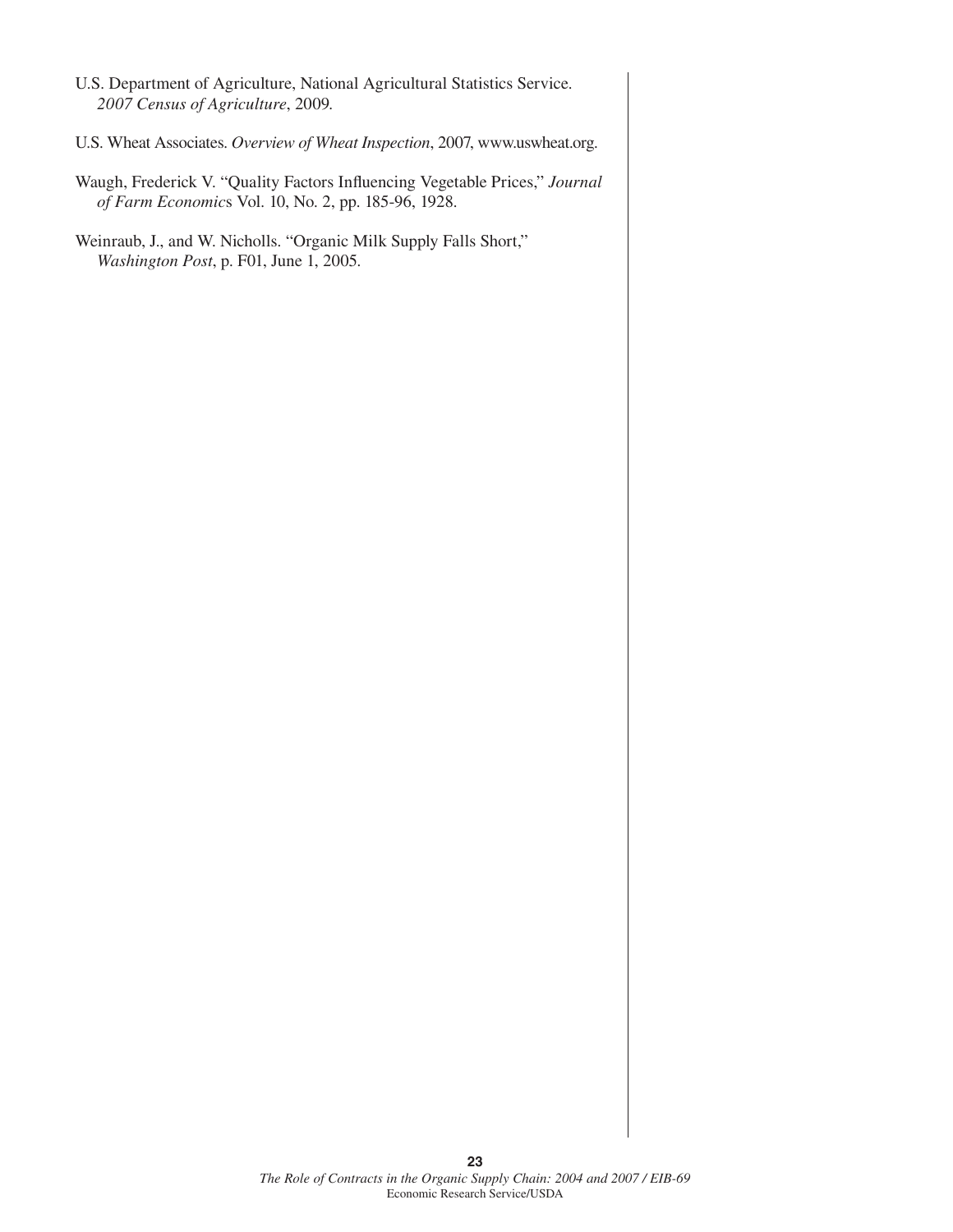U.S. Department of Agriculture, National Agricultural Statistics Service. *2007 Census of Agriculture*, 2009.

U.S. Wheat Associates. *Overview of Wheat Inspection*, 2007, www.uswheat.org.

Waugh, Frederick V. "Quality Factors Influencing Vegetable Prices," *Journal of Farm Economics* Vol. 10, No. 2, pp. 185-96, 1928.

Weinraub, J., and W. Nicholls. "Organic Milk Supply Falls Short," *Washington Post*, p. F01, June 1, 2005.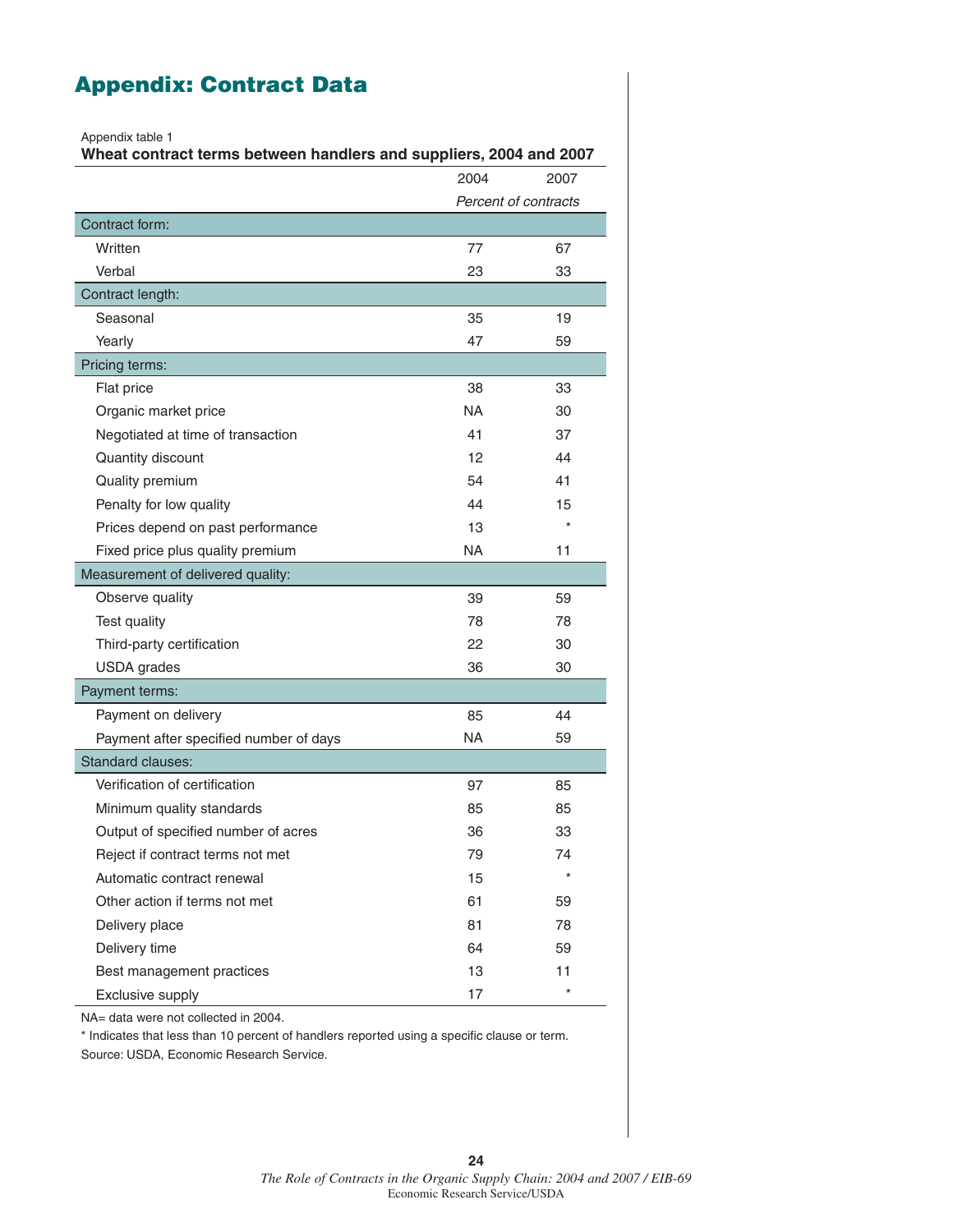# Appendix: Contract Data

Appendix table 1

**Wheat contract terms between handlers and suppliers, 2004 and 2007**

| | 2004 | 2007 |
|---|---|---|
| | *Percent of contracts* | |
| Contract form: | | |
| Written | 77 | 67 |
| Verbal | 23 | 33 |
| Contract length: | | |
| Seasonal | 35 | 19 |
| Yearly | 47 | 59 |
| Pricing terms: | | |
| Flat price | 38 | 33 |
| Organic market price | NA | 30 |
| Negotiated at time of transaction | 41 | 37 |
| Quantity discount | 12 | 44 |
| Quality premium | 54 | 41 |
| Penalty for low quality | 44 | 15 |
| Prices depend on past performance | 13 | * |
| Fixed price plus quality premium | NA | 11 |
| Measurement of delivered quality: | | |
| Observe quality | 39 | 59 |
| Test quality | 78 | 78 |
| Third-party certification | 22 | 30 |
| USDA grades | 36 | 30 |
| Payment terms: | | |
| Payment on delivery | 85 | 44 |
| Payment after specified number of days | NA | 59 |
| Standard clauses: | | |
| Verification of certification | 97 | 85 |
| Minimum quality standards | 85 | 85 |
| Output of specified number of acres | 36 | 33 |
| Reject if contract terms not met | 79 | 74 |
| Automatic contract renewal | 15 | * |
| Other action if terms not met | 61 | 59 |
| Delivery place | 81 | 78 |
| Delivery time | 64 | 59 |
| Best management practices | 13 | 11 |
| Exclusive supply | 17 | * |

NA= data were not collected in 2004.

* Indicates that less than 10 percent of handlers reported using a specific clause or term.

Source: USDA, Economic Research Service.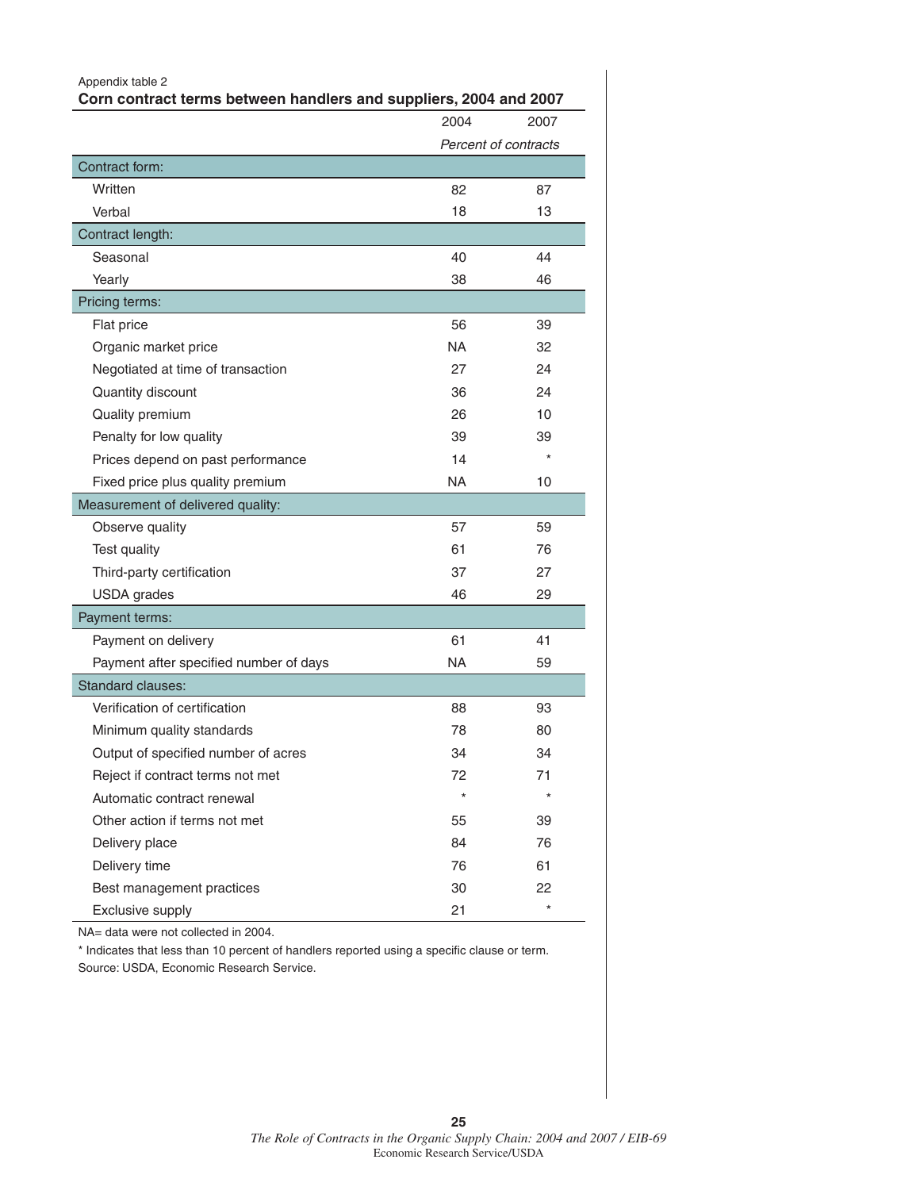Appendix table 2

**Corn contract terms between handlers and suppliers, 2004 and 2007**

| | 2004 | 2007 |
|---|---|---|
| | *Percent of contracts* | |
| **Contract form:** | | |
| Written | 82 | 87 |
| Verbal | 18 | 13 |
| **Contract length:** | | |
| Seasonal | 40 | 44 |
| Yearly | 38 | 46 |
| **Pricing terms:** | | |
| Flat price | 56 | 39 |
| Organic market price | NA | 32 |
| Negotiated at time of transaction | 27 | 24 |
| Quantity discount | 36 | 24 |
| Quality premium | 26 | 10 |
| Penalty for low quality | 39 | 39 |
| Prices depend on past performance | 14 | * |
| Fixed price plus quality premium | NA | 10 |
| **Measurement of delivered quality:** | | |
| Observe quality | 57 | 59 |
| Test quality | 61 | 76 |
| Third-party certification | 37 | 27 |
| USDA grades | 46 | 29 |
| **Payment terms:** | | |
| Payment on delivery | 61 | 41 |
| Payment after specified number of days | NA | 59 |
| **Standard clauses:** | | |
| Verification of certification | 88 | 93 |
| Minimum quality standards | 78 | 80 |
| Output of specified number of acres | 34 | 34 |
| Reject if contract terms not met | 72 | 71 |
| Automatic contract renewal | * | * |
| Other action if terms not met | 55 | 39 |
| Delivery place | 84 | 76 |
| Delivery time | 76 | 61 |
| Best management practices | 30 | 22 |
| Exclusive supply | 21 | * |

NA= data were not collected in 2004.

* Indicates that less than 10 percent of handlers reported using a specific clause or term.

Source: USDA, Economic Research Service.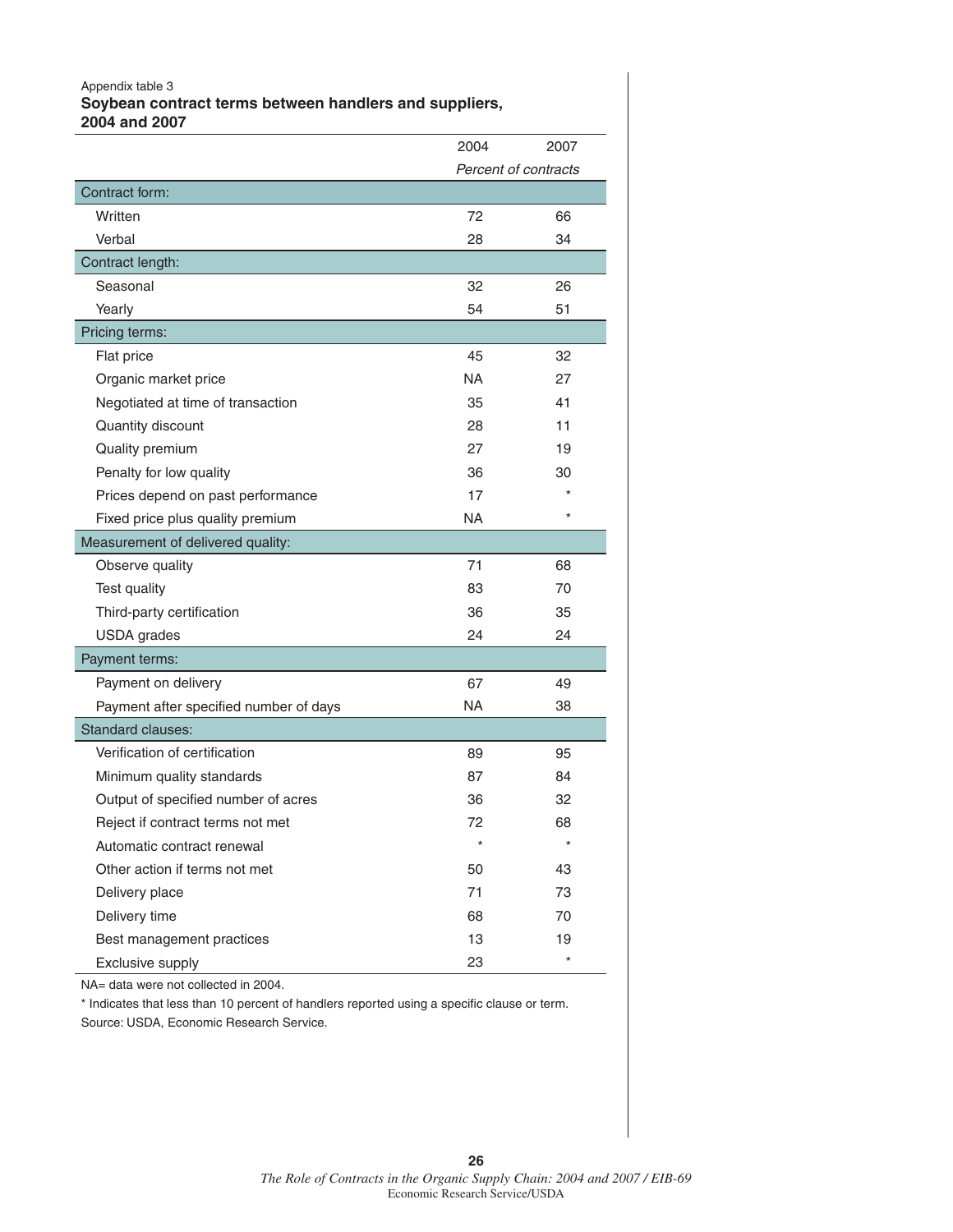Appendix table 3

**Soybean contract terms between handlers and suppliers, 2004 and 2007**

| | 2004 | 2007 |
|---|---|---|
| | *Percent of contracts* | |
| **Contract form:** | | |
| Written | 72 | 66 |
| Verbal | 28 | 34 |
| **Contract length:** | | |
| Seasonal | 32 | 26 |
| Yearly | 54 | 51 |
| **Pricing terms:** | | |
| Flat price | 45 | 32 |
| Organic market price | NA | 27 |
| Negotiated at time of transaction | 35 | 41 |
| Quantity discount | 28 | 11 |
| Quality premium | 27 | 19 |
| Penalty for low quality | 36 | 30 |
| Prices depend on past performance | 17 | * |
| Fixed price plus quality premium | NA | * |
| **Measurement of delivered quality:** | | |
| Observe quality | 71 | 68 |
| Test quality | 83 | 70 |
| Third-party certification | 36 | 35 |
| USDA grades | 24 | 24 |
| **Payment terms:** | | |
| Payment on delivery | 67 | 49 |
| Payment after specified number of days | NA | 38 |
| **Standard clauses:** | | |
| Verification of certification | 89 | 95 |
| Minimum quality standards | 87 | 84 |
| Output of specified number of acres | 36 | 32 |
| Reject if contract terms not met | 72 | 68 |
| Automatic contract renewal | * | * |
| Other action if terms not met | 50 | 43 |
| Delivery place | 71 | 73 |
| Delivery time | 68 | 70 |
| Best management practices | 13 | 19 |
| Exclusive supply | 23 | * |

NA= data were not collected in 2004.

* Indicates that less than 10 percent of handlers reported using a specific clause or term.

Source: USDA, Economic Research Service.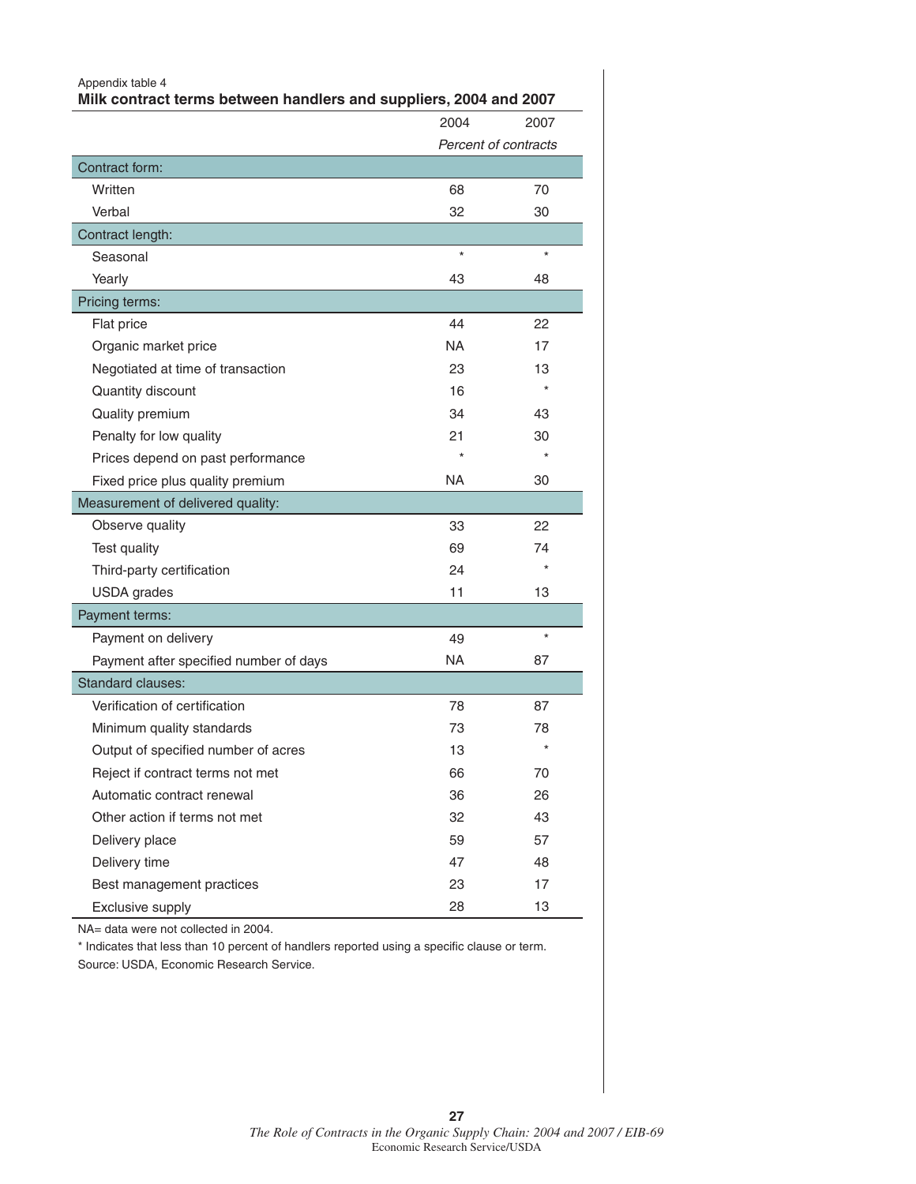Appendix table 4

**Milk contract terms between handlers and suppliers, 2004 and 2007**

| | 2004 | 2007 |
|---|---|---|
| | *Percent of contracts* | |
| **Contract form:** | | |
| Written | 68 | 70 |
| Verbal | 32 | 30 |
| **Contract length:** | | |
| Seasonal | * | * |
| Yearly | 43 | 48 |
| **Pricing terms:** | | |
| Flat price | 44 | 22 |
| Organic market price | NA | 17 |
| Negotiated at time of transaction | 23 | 13 |
| Quantity discount | 16 | * |
| Quality premium | 34 | 43 |
| Penalty for low quality | 21 | 30 |
| Prices depend on past performance | * | * |
| Fixed price plus quality premium | NA | 30 |
| **Measurement of delivered quality:** | | |
| Observe quality | 33 | 22 |
| Test quality | 69 | 74 |
| Third-party certification | 24 | * |
| USDA grades | 11 | 13 |
| **Payment terms:** | | |
| Payment on delivery | 49 | * |
| Payment after specified number of days | NA | 87 |
| **Standard clauses:** | | |
| Verification of certification | 78 | 87 |
| Minimum quality standards | 73 | 78 |
| Output of specified number of acres | 13 | * |
| Reject if contract terms not met | 66 | 70 |
| Automatic contract renewal | 36 | 26 |
| Other action if terms not met | 32 | 43 |
| Delivery place | 59 | 57 |
| Delivery time | 47 | 48 |
| Best management practices | 23 | 17 |
| Exclusive supply | 28 | 13 |

NA= data were not collected in 2004.

* Indicates that less than 10 percent of handlers reported using a specific clause or term.

Source: USDA, Economic Research Service.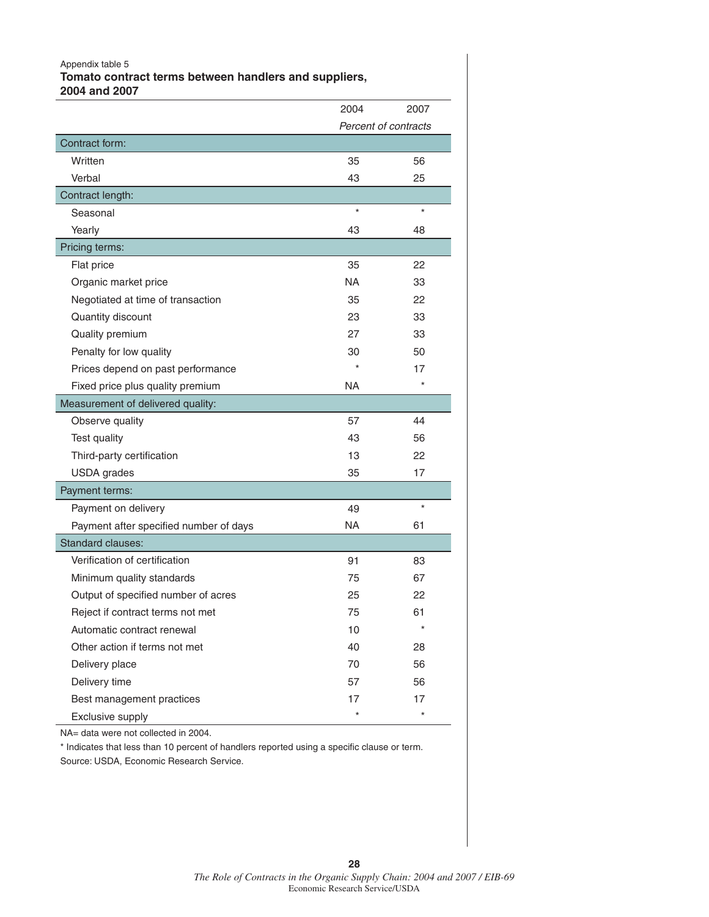Appendix table 5

**Tomato contract terms between handlers and suppliers, 2004 and 2007**

| | 2004 | 2007 |
|---|---|---|
| | *Percent of contracts* | |
| **Contract form:** | | |
| Written | 35 | 56 |
| Verbal | 43 | 25 |
| **Contract length:** | | |
| Seasonal | * | * |
| Yearly | 43 | 48 |
| **Pricing terms:** | | |
| Flat price | 35 | 22 |
| Organic market price | NA | 33 |
| Negotiated at time of transaction | 35 | 22 |
| Quantity discount | 23 | 33 |
| Quality premium | 27 | 33 |
| Penalty for low quality | 30 | 50 |
| Prices depend on past performance | * | 17 |
| Fixed price plus quality premium | NA | * |
| **Measurement of delivered quality:** | | |
| Observe quality | 57 | 44 |
| Test quality | 43 | 56 |
| Third-party certification | 13 | 22 |
| USDA grades | 35 | 17 |
| **Payment terms:** | | |
| Payment on delivery | 49 | * |
| Payment after specified number of days | NA | 61 |
| **Standard clauses:** | | |
| Verification of certification | 91 | 83 |
| Minimum quality standards | 75 | 67 |
| Output of specified number of acres | 25 | 22 |
| Reject if contract terms not met | 75 | 61 |
| Automatic contract renewal | 10 | * |
| Other action if terms not met | 40 | 28 |
| Delivery place | 70 | 56 |
| Delivery time | 57 | 56 |
| Best management practices | 17 | 17 |
| Exclusive supply | * | * |

NA= data were not collected in 2004.

* Indicates that less than 10 percent of handlers reported using a specific clause or term.

Source: USDA, Economic Research Service.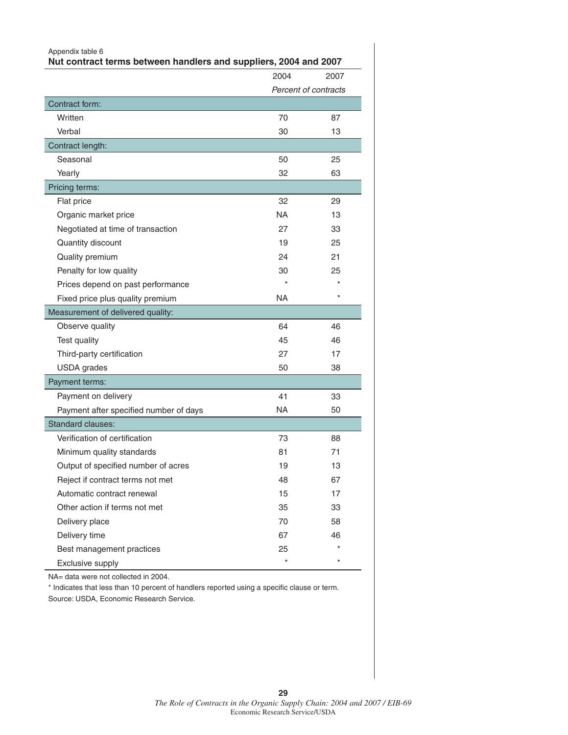Appendix table 6

**Nut contract terms between handlers and suppliers, 2004 and 2007**

| | 2004 | 2007 |
|---|---|---|
| | *Percent of contracts* | |
| Contract form: | | |
| Written | 70 | 87 |
| Verbal | 30 | 13 |
| Contract length: | | |
| Seasonal | 50 | 25 |
| Yearly | 32 | 63 |
| Pricing terms: | | |
| Flat price | 32 | 29 |
| Organic market price | NA | 13 |
| Negotiated at time of transaction | 27 | 33 |
| Quantity discount | 19 | 25 |
| Quality premium | 24 | 21 |
| Penalty for low quality | 30 | 25 |
| Prices depend on past performance | * | * |
| Fixed price plus quality premium | NA | * |
| Measurement of delivered quality: | | |
| Observe quality | 64 | 46 |
| Test quality | 45 | 46 |
| Third-party certification | 27 | 17 |
| USDA grades | 50 | 38 |
| Payment terms: | | |
| Payment on delivery | 41 | 33 |
| Payment after specified number of days | NA | 50 |
| Standard clauses: | | |
| Verification of certification | 73 | 88 |
| Minimum quality standards | 81 | 71 |
| Output of specified number of acres | 19 | 13 |
| Reject if contract terms not met | 48 | 67 |
| Automatic contract renewal | 15 | 17 |
| Other action if terms not met | 35 | 33 |
| Delivery place | 70 | 58 |
| Delivery time | 67 | 46 |
| Best management practices | 25 | * |
| Exclusive supply | * | * |

NA= data were not collected in 2004.

* Indicates that less than 10 percent of handlers reported using a specific clause or term.

Source: USDA, Economic Research Service.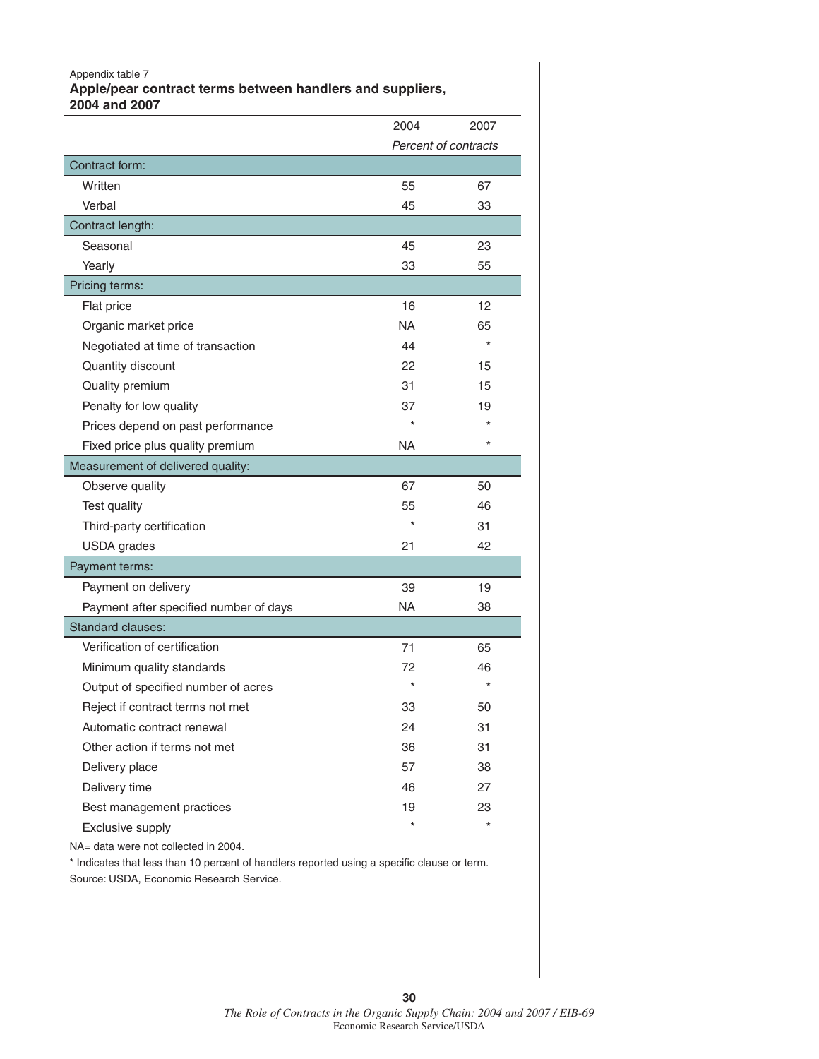Appendix table 7

**Apple/pear contract terms between handlers and suppliers, 2004 and 2007**

| | 2004 | 2007 |
|---|---|---|
| | *Percent of contracts* | |
| **Contract form:** | | |
| Written | 55 | 67 |
| Verbal | 45 | 33 |
| **Contract length:** | | |
| Seasonal | 45 | 23 |
| Yearly | 33 | 55 |
| **Pricing terms:** | | |
| Flat price | 16 | 12 |
| Organic market price | NA | 65 |
| Negotiated at time of transaction | 44 | * |
| Quantity discount | 22 | 15 |
| Quality premium | 31 | 15 |
| Penalty for low quality | 37 | 19 |
| Prices depend on past performance | * | * |
| Fixed price plus quality premium | NA | * |
| **Measurement of delivered quality:** | | |
| Observe quality | 67 | 50 |
| Test quality | 55 | 46 |
| Third-party certification | * | 31 |
| USDA grades | 21 | 42 |
| **Payment terms:** | | |
| Payment on delivery | 39 | 19 |
| Payment after specified number of days | NA | 38 |
| **Standard clauses:** | | |
| Verification of certification | 71 | 65 |
| Minimum quality standards | 72 | 46 |
| Output of specified number of acres | * | * |
| Reject if contract terms not met | 33 | 50 |
| Automatic contract renewal | 24 | 31 |
| Other action if terms not met | 36 | 31 |
| Delivery place | 57 | 38 |
| Delivery time | 46 | 27 |
| Best management practices | 19 | 23 |
| Exclusive supply | * | * |

NA= data were not collected in 2004.

* Indicates that less than 10 percent of handlers reported using a specific clause or term.

Source: USDA, Economic Research Service.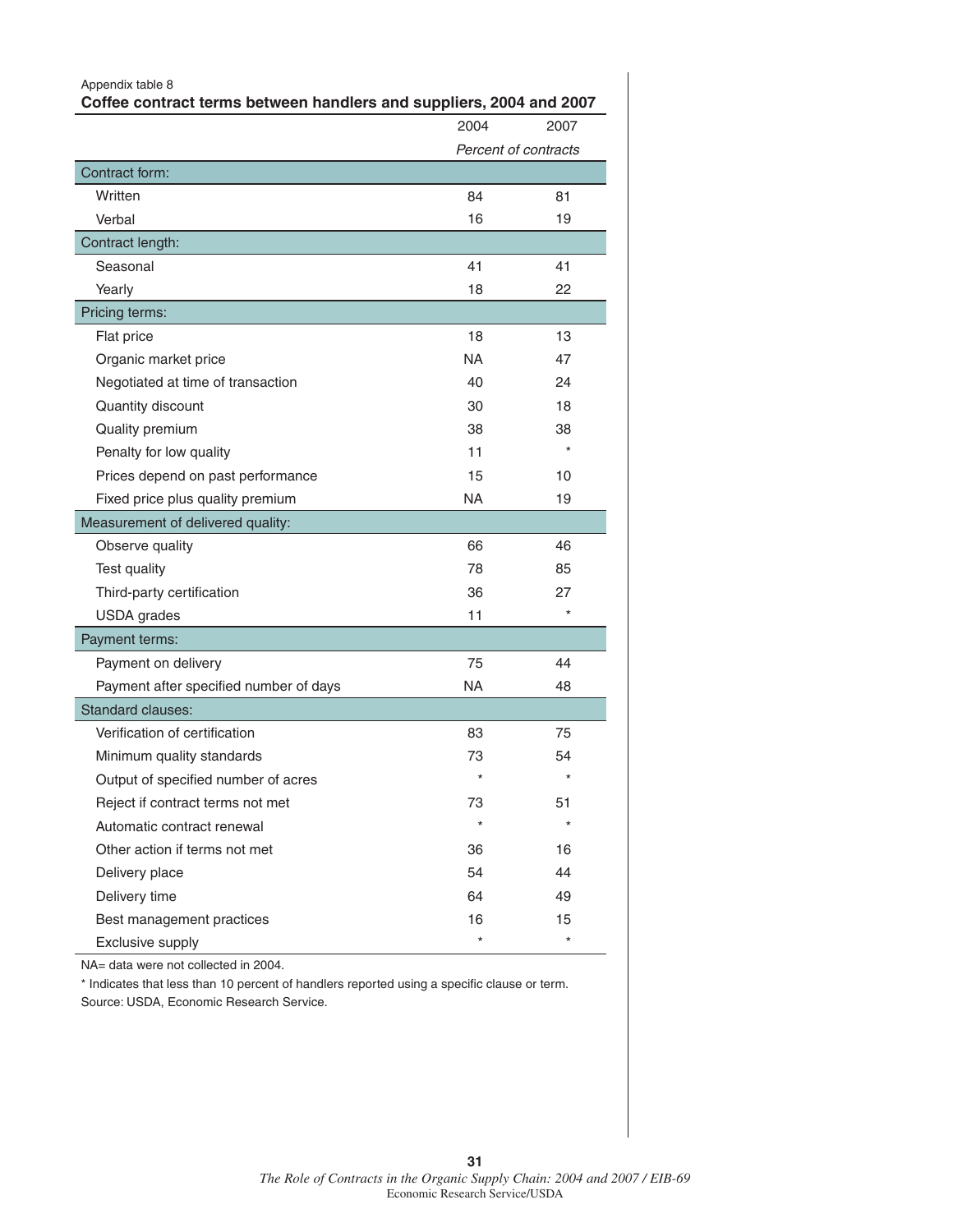Appendix table 8

**Coffee contract terms between handlers and suppliers, 2004 and 2007**

| | 2004 | 2007 |
|---|---|---|
| | *Percent of contracts* | |
| **Contract form:** | | |
| Written | 84 | 81 |
| Verbal | 16 | 19 |
| **Contract length:** | | |
| Seasonal | 41 | 41 |
| Yearly | 18 | 22 |
| **Pricing terms:** | | |
| Flat price | 18 | 13 |
| Organic market price | NA | 47 |
| Negotiated at time of transaction | 40 | 24 |
| Quantity discount | 30 | 18 |
| Quality premium | 38 | 38 |
| Penalty for low quality | 11 | * |
| Prices depend on past performance | 15 | 10 |
| Fixed price plus quality premium | NA | 19 |
| **Measurement of delivered quality:** | | |
| Observe quality | 66 | 46 |
| Test quality | 78 | 85 |
| Third-party certification | 36 | 27 |
| USDA grades | 11 | * |
| **Payment terms:** | | |
| Payment on delivery | 75 | 44 |
| Payment after specified number of days | NA | 48 |
| **Standard clauses:** | | |
| Verification of certification | 83 | 75 |
| Minimum quality standards | 73 | 54 |
| Output of specified number of acres | * | * |
| Reject if contract terms not met | 73 | 51 |
| Automatic contract renewal | * | * |
| Other action if terms not met | 36 | 16 |
| Delivery place | 54 | 44 |
| Delivery time | 64 | 49 |
| Best management practices | 16 | 15 |
| Exclusive supply | * | * |

NA= data were not collected in 2004.

* Indicates that less than 10 percent of handlers reported using a specific clause or term.

Source: USDA, Economic Research Service.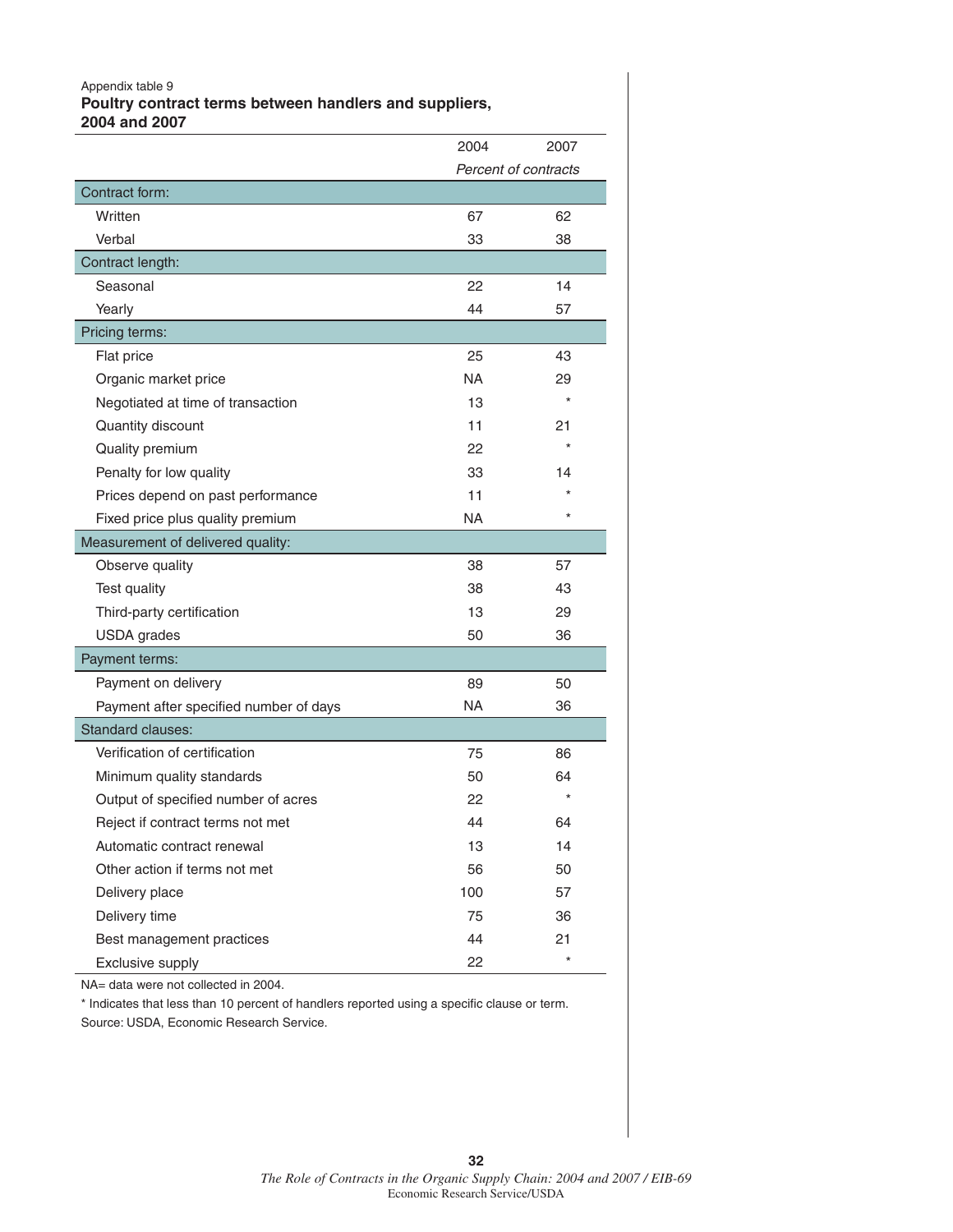Appendix table 9

**Poultry contract terms between handlers and suppliers, 2004 and 2007**

| | 2004 | 2007 |
|---|---|---|
| | *Percent of contracts* | |
| **Contract form:** | | |
| Written | 67 | 62 |
| Verbal | 33 | 38 |
| **Contract length:** | | |
| Seasonal | 22 | 14 |
| Yearly | 44 | 57 |
| **Pricing terms:** | | |
| Flat price | 25 | 43 |
| Organic market price | NA | 29 |
| Negotiated at time of transaction | 13 | * |
| Quantity discount | 11 | 21 |
| Quality premium | 22 | * |
| Penalty for low quality | 33 | 14 |
| Prices depend on past performance | 11 | * |
| Fixed price plus quality premium | NA | * |
| **Measurement of delivered quality:** | | |
| Observe quality | 38 | 57 |
| Test quality | 38 | 43 |
| Third-party certification | 13 | 29 |
| USDA grades | 50 | 36 |
| **Payment terms:** | | |
| Payment on delivery | 89 | 50 |
| Payment after specified number of days | NA | 36 |
| **Standard clauses:** | | |
| Verification of certification | 75 | 86 |
| Minimum quality standards | 50 | 64 |
| Output of specified number of acres | 22 | * |
| Reject if contract terms not met | 44 | 64 |
| Automatic contract renewal | 13 | 14 |
| Other action if terms not met | 56 | 50 |
| Delivery place | 100 | 57 |
| Delivery time | 75 | 36 |
| Best management practices | 44 | 21 |
| Exclusive supply | 22 | * |

NA= data were not collected in 2004.

* Indicates that less than 10 percent of handlers reported using a specific clause or term.

Source: USDA, Economic Research Service.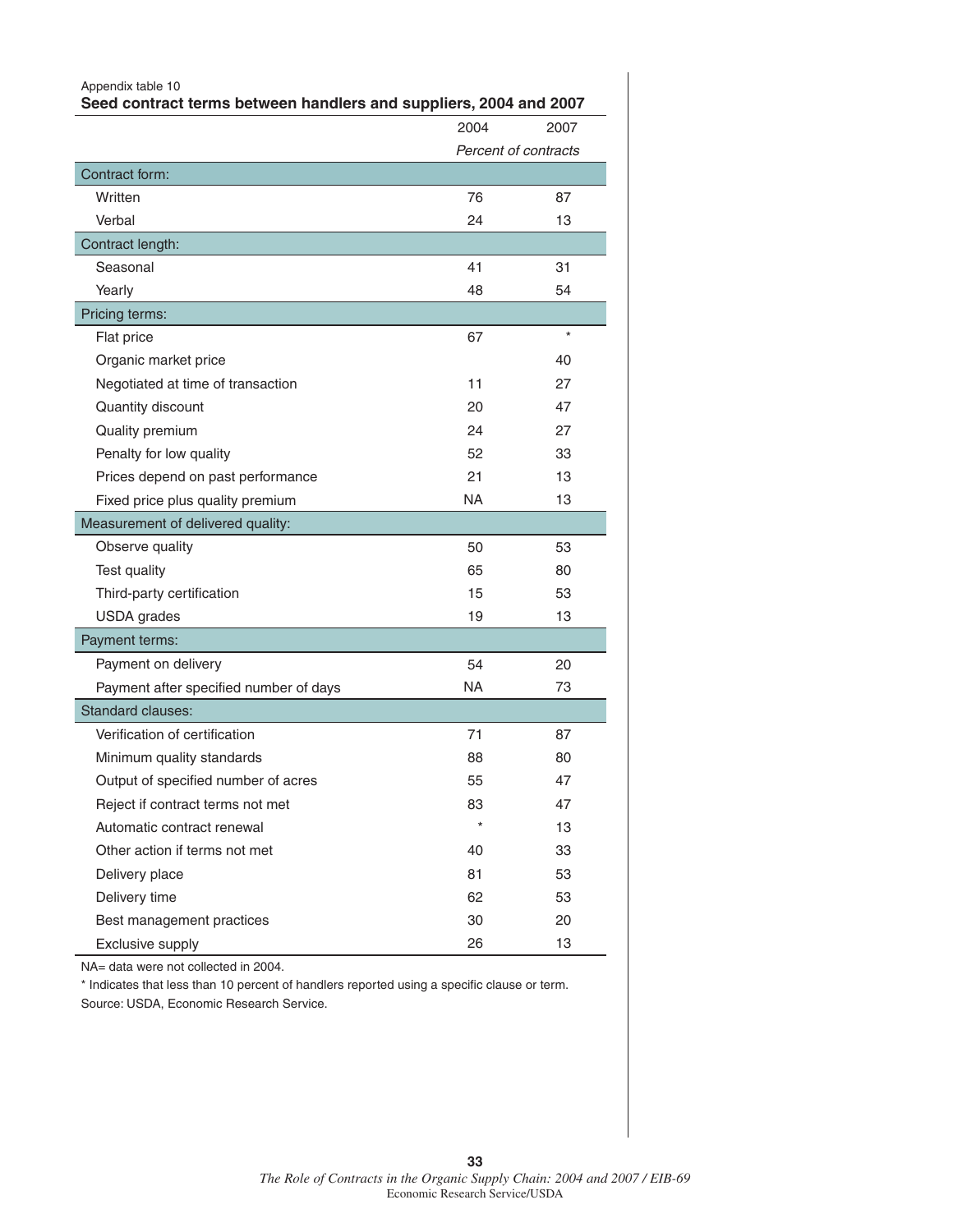Appendix table 10

**Seed contract terms between handlers and suppliers, 2004 and 2007**

| | 2004 | 2007 |
|---|---|---|
| | *Percent of contracts* | |
| **Contract form:** | | |
| Written | 76 | 87 |
| Verbal | 24 | 13 |
| **Contract length:** | | |
| Seasonal | 41 | 31 |
| Yearly | 48 | 54 |
| **Pricing terms:** | | |
| Flat price | 67 | * |
| Organic market price | | 40 |
| Negotiated at time of transaction | 11 | 27 |
| Quantity discount | 20 | 47 |
| Quality premium | 24 | 27 |
| Penalty for low quality | 52 | 33 |
| Prices depend on past performance | 21 | 13 |
| Fixed price plus quality premium | NA | 13 |
| **Measurement of delivered quality:** | | |
| Observe quality | 50 | 53 |
| Test quality | 65 | 80 |
| Third-party certification | 15 | 53 |
| USDA grades | 19 | 13 |
| **Payment terms:** | | |
| Payment on delivery | 54 | 20 |
| Payment after specified number of days | NA | 73 |
| **Standard clauses:** | | |
| Verification of certification | 71 | 87 |
| Minimum quality standards | 88 | 80 |
| Output of specified number of acres | 55 | 47 |
| Reject if contract terms not met | 83 | 47 |
| Automatic contract renewal | * | 13 |
| Other action if terms not met | 40 | 33 |
| Delivery place | 81 | 53 |
| Delivery time | 62 | 53 |
| Best management practices | 30 | 20 |
| Exclusive supply | 26 | 13 |

NA= data were not collected in 2004.

* Indicates that less than 10 percent of handlers reported using a specific clause or term.

Source: USDA, Economic Research Service.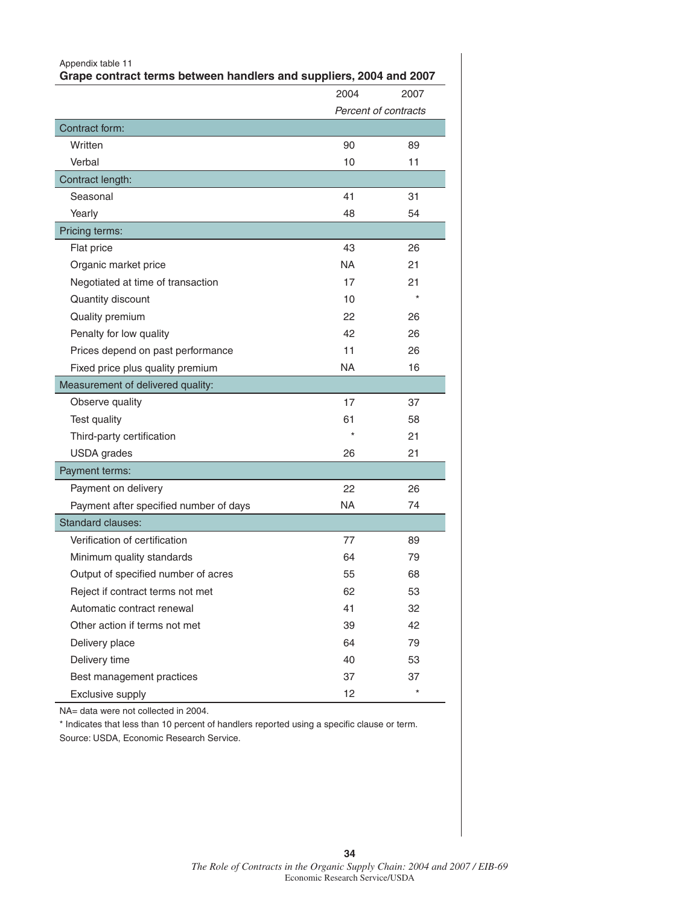Appendix table 11

**Grape contract terms between handlers and suppliers, 2004 and 2007**

| | 2004 | 2007 |
|---|---|---|
| | *Percent of contracts* | |
| Contract form: | | |
| Written | 90 | 89 |
| Verbal | 10 | 11 |
| Contract length: | | |
| Seasonal | 41 | 31 |
| Yearly | 48 | 54 |
| Pricing terms: | | |
| Flat price | 43 | 26 |
| Organic market price | NA | 21 |
| Negotiated at time of transaction | 17 | 21 |
| Quantity discount | 10 | * |
| Quality premium | 22 | 26 |
| Penalty for low quality | 42 | 26 |
| Prices depend on past performance | 11 | 26 |
| Fixed price plus quality premium | NA | 16 |
| Measurement of delivered quality: | | |
| Observe quality | 17 | 37 |
| Test quality | 61 | 58 |
| Third-party certification | * | 21 |
| USDA grades | 26 | 21 |
| Payment terms: | | |
| Payment on delivery | 22 | 26 |
| Payment after specified number of days | NA | 74 |
| Standard clauses: | | |
| Verification of certification | 77 | 89 |
| Minimum quality standards | 64 | 79 |
| Output of specified number of acres | 55 | 68 |
| Reject if contract terms not met | 62 | 53 |
| Automatic contract renewal | 41 | 32 |
| Other action if terms not met | 39 | 42 |
| Delivery place | 64 | 79 |
| Delivery time | 40 | 53 |
| Best management practices | 37 | 37 |
| Exclusive supply | 12 | * |

NA= data were not collected in 2004.

* Indicates that less than 10 percent of handlers reported using a specific clause or term.

Source: USDA, Economic Research Service.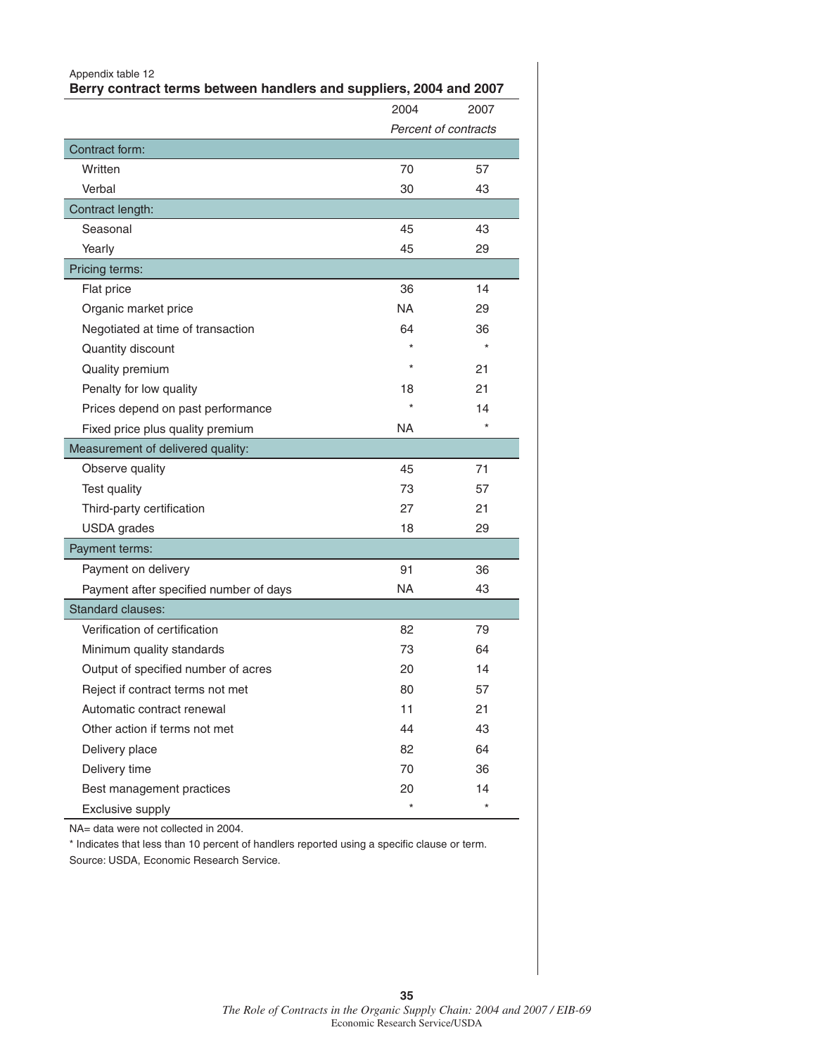Appendix table 12

**Berry contract terms between handlers and suppliers, 2004 and 2007**

| | 2004 | 2007 |
|---|---|---|
| | *Percent of contracts* | |
| **Contract form:** | | |
| Written | 70 | 57 |
| Verbal | 30 | 43 |
| **Contract length:** | | |
| Seasonal | 45 | 43 |
| Yearly | 45 | 29 |
| **Pricing terms:** | | |
| Flat price | 36 | 14 |
| Organic market price | NA | 29 |
| Negotiated at time of transaction | 64 | 36 |
| Quantity discount | * | * |
| Quality premium | * | 21 |
| Penalty for low quality | 18 | 21 |
| Prices depend on past performance | * | 14 |
| Fixed price plus quality premium | NA | * |
| **Measurement of delivered quality:** | | |
| Observe quality | 45 | 71 |
| Test quality | 73 | 57 |
| Third-party certification | 27 | 21 |
| USDA grades | 18 | 29 |
| **Payment terms:** | | |
| Payment on delivery | 91 | 36 |
| Payment after specified number of days | NA | 43 |
| **Standard clauses:** | | |
| Verification of certification | 82 | 79 |
| Minimum quality standards | 73 | 64 |
| Output of specified number of acres | 20 | 14 |
| Reject if contract terms not met | 80 | 57 |
| Automatic contract renewal | 11 | 21 |
| Other action if terms not met | 44 | 43 |
| Delivery place | 82 | 64 |
| Delivery time | 70 | 36 |
| Best management practices | 20 | 14 |
| Exclusive supply | * | * |

NA= data were not collected in 2004.

* Indicates that less than 10 percent of handlers reported using a specific clause or term.

Source: USDA, Economic Research Service.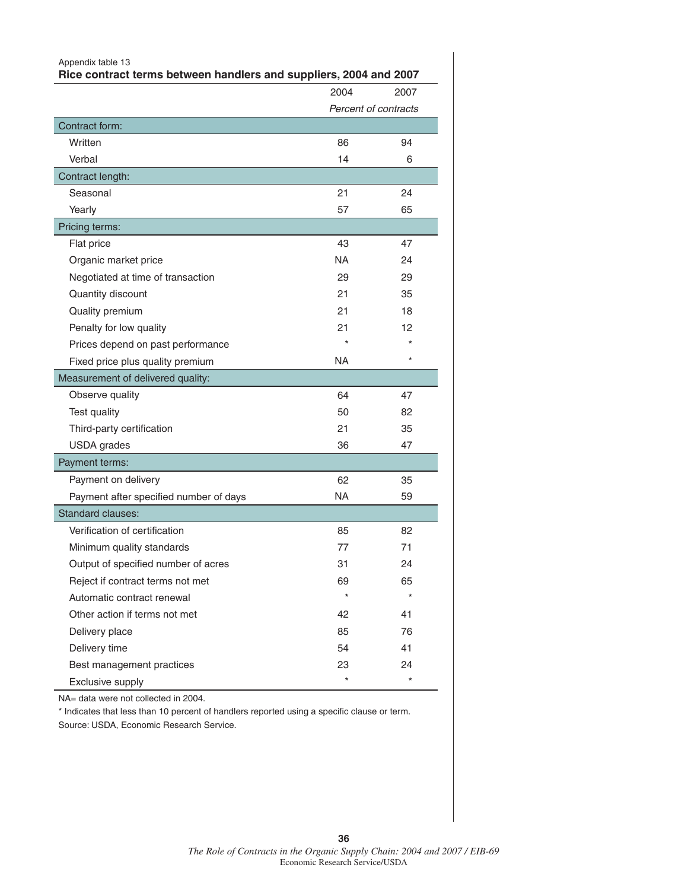Appendix table 13

**Rice contract terms between handlers and suppliers, 2004 and 2007**

| | 2004 | 2007 |
|---|---|---|
| | *Percent of contracts* | |
| Contract form: | | |
| Written | 86 | 94 |
| Verbal | 14 | 6 |
| Contract length: | | |
| Seasonal | 21 | 24 |
| Yearly | 57 | 65 |
| Pricing terms: | | |
| Flat price | 43 | 47 |
| Organic market price | NA | 24 |
| Negotiated at time of transaction | 29 | 29 |
| Quantity discount | 21 | 35 |
| Quality premium | 21 | 18 |
| Penalty for low quality | 21 | 12 |
| Prices depend on past performance | * | * |
| Fixed price plus quality premium | NA | * |
| Measurement of delivered quality: | | |
| Observe quality | 64 | 47 |
| Test quality | 50 | 82 |
| Third-party certification | 21 | 35 |
| USDA grades | 36 | 47 |
| Payment terms: | | |
| Payment on delivery | 62 | 35 |
| Payment after specified number of days | NA | 59 |
| Standard clauses: | | |
| Verification of certification | 85 | 82 |
| Minimum quality standards | 77 | 71 |
| Output of specified number of acres | 31 | 24 |
| Reject if contract terms not met | 69 | 65 |
| Automatic contract renewal | * | * |
| Other action if terms not met | 42 | 41 |
| Delivery place | 85 | 76 |
| Delivery time | 54 | 41 |
| Best management practices | 23 | 24 |
| Exclusive supply | * | * |

NA= data were not collected in 2004.

* Indicates that less than 10 percent of handlers reported using a specific clause or term.

Source: USDA, Economic Research Service.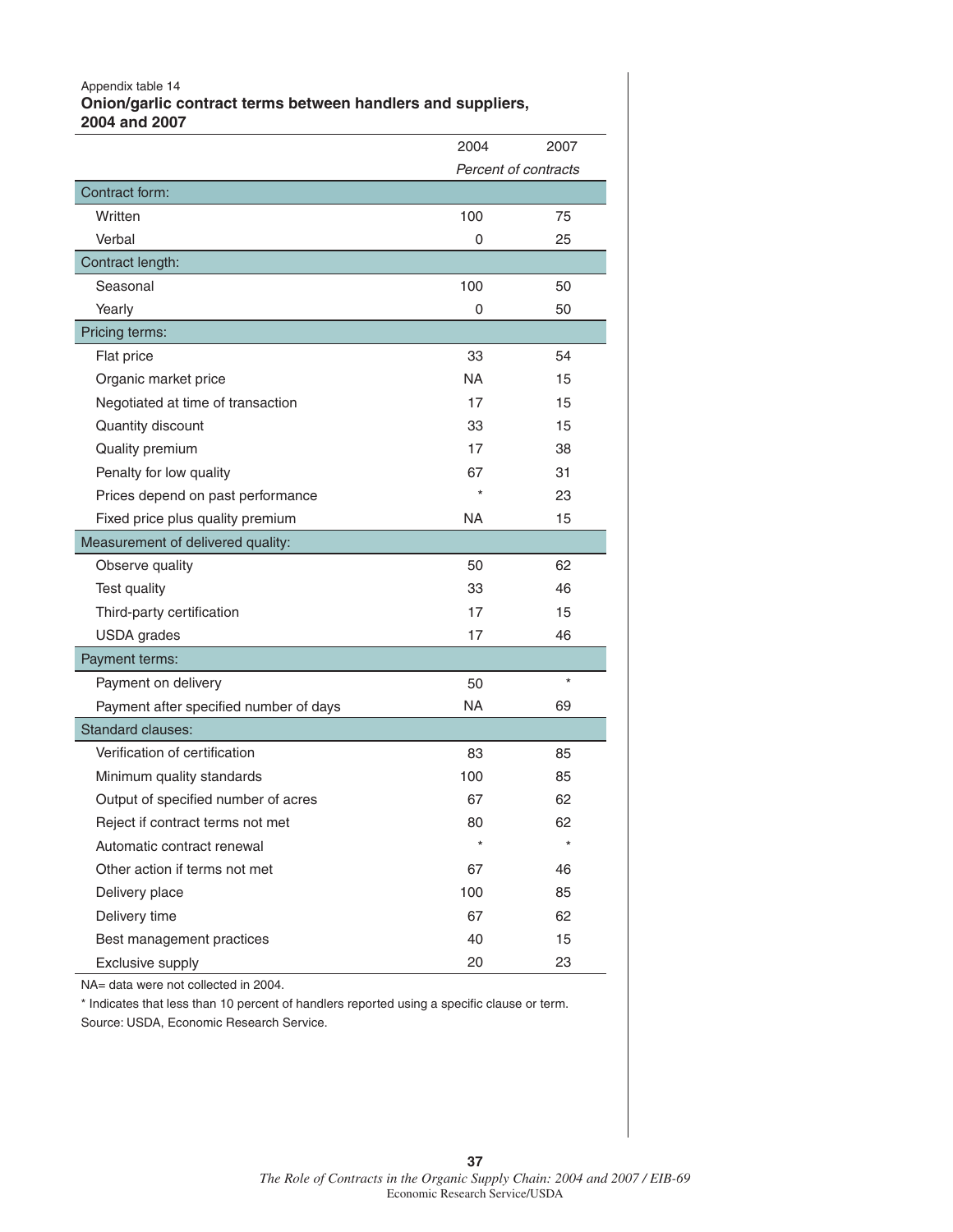Appendix table 14

**Onion/garlic contract terms between handlers and suppliers, 2004 and 2007**

| | 2004 | 2007 |
|---|---|---|
| | *Percent of contracts* | |
| **Contract form:** | | |
| Written | 100 | 75 |
| Verbal | 0 | 25 |
| **Contract length:** | | |
| Seasonal | 100 | 50 |
| Yearly | 0 | 50 |
| **Pricing terms:** | | |
| Flat price | 33 | 54 |
| Organic market price | NA | 15 |
| Negotiated at time of transaction | 17 | 15 |
| Quantity discount | 33 | 15 |
| Quality premium | 17 | 38 |
| Penalty for low quality | 67 | 31 |
| Prices depend on past performance | * | 23 |
| Fixed price plus quality premium | NA | 15 |
| **Measurement of delivered quality:** | | |
| Observe quality | 50 | 62 |
| Test quality | 33 | 46 |
| Third-party certification | 17 | 15 |
| USDA grades | 17 | 46 |
| **Payment terms:** | | |
| Payment on delivery | 50 | * |
| Payment after specified number of days | NA | 69 |
| **Standard clauses:** | | |
| Verification of certification | 83 | 85 |
| Minimum quality standards | 100 | 85 |
| Output of specified number of acres | 67 | 62 |
| Reject if contract terms not met | 80 | 62 |
| Automatic contract renewal | * | * |
| Other action if terms not met | 67 | 46 |
| Delivery place | 100 | 85 |
| Delivery time | 67 | 62 |
| Best management practices | 40 | 15 |
| Exclusive supply | 20 | 23 |

NA= data were not collected in 2004.

* Indicates that less than 10 percent of handlers reported using a specific clause or term.

Source: USDA, Economic Research Service.